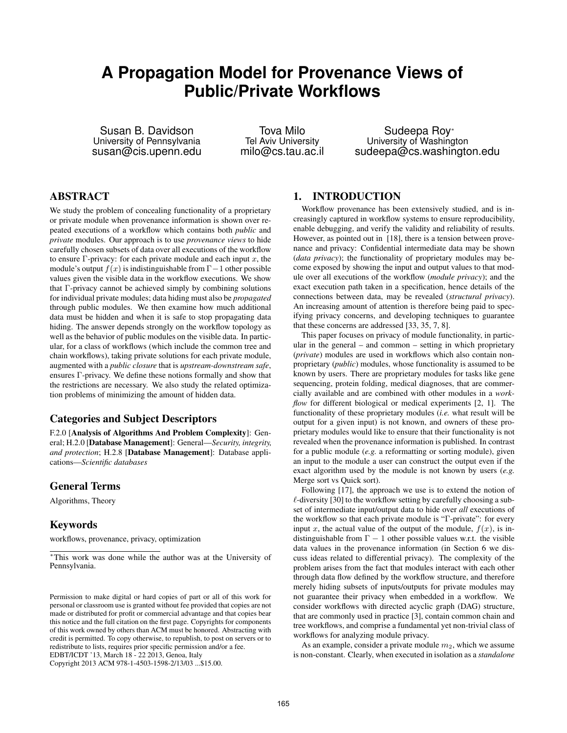# A Propagation Model for Provenance Views of Public/Private Workflows

Susan B. Davidson
University of Pennsylvania
susan@cis.upenn.edu

Tova Milo
Tel Aviv University
milo@cs.tau.ac.il

Sudeepa Roy*
University of Washington
sudeepa@cs.washington.edu

## ABSTRACT

We study the problem of concealing functionality of a proprietary or private module when provenance information is shown over repeated executions of a workflow which contains both *public* and *private* modules. Our approach is to use *provenance views* to hide carefully chosen subsets of data over all executions of the workflow to ensure $\Gamma$-privacy: for each private module and each input $x$, the module's output $f(x)$ is indistinguishable from $\Gamma - 1$ other possible values given the visible data in the workflow executions. We show that $\Gamma$-privacy cannot be achieved simply by combining solutions for individual private modules; data hiding must also be *propagated* through public modules. We then examine how much additional data must be hidden and when it is safe to stop propagating data hiding. The answer depends strongly on the workflow topology as well as the behavior of public modules on the visible data. In particular, for a class of workflows (which include the common tree and chain workflows), taking private solutions for each private module, augmented with a *public closure* that is *upstream-downstream safe*, ensures $\Gamma$-privacy. We define these notions formally and show that the restrictions are necessary. We also study the related optimization problems of minimizing the amount of hidden data.

### Categories and Subject Descriptors

F.2.0 [**Analysis of Algorithms And Problem Complexity**]: General; H.2.0 [**Database Management**]: General—*Security, integrity, and protection*; H.2.8 [**Database Management**]: Database applications—*Scientific databases*

### General Terms

Algorithms, Theory

### Keywords

workflows, provenance, privacy, optimization

*This work was done while the author was at the University of Pennsylvania.

Permission to make digital or hard copies of part or all of this work for personal or classroom use is granted without fee provided that copies are not made or distributed for profit or commercial advantage and that copies bear this notice and the full citation on the first page. Copyrights for components of this work owned by others than ACM must be honored. Abstracting with credit is permitted. To copy otherwise, to republish, to post on servers or to redistribute to lists, requires prior specific permission and/or a fee.
EDBT/ICDT '13, March 18 - 22 2013, Genoa, Italy
Copyright 2013 ACM 978-1-4503-1598-2/13/03 ...$15.00.

## 1. INTRODUCTION

Workflow provenance has been extensively studied, and is increasingly captured in workflow systems to ensure reproducibility, enable debugging, and verify the validity and reliability of results. However, as pointed out in [18], there is a tension between provenance and privacy: Confidential intermediate data may be shown (*data privacy*); the functionality of proprietary modules may become exposed by showing the input and output values to that module over all executions of the workflow (*module privacy*); and the exact execution path taken in a specification, hence details of the connections between data, may be revealed (*structural privacy*). An increasing amount of attention is therefore being paid to specifying privacy concerns, and developing techniques to guarantee that these concerns are addressed [33, 35, 7, 8].

This paper focuses on privacy of module functionality, in particular in the general – and common – setting in which proprietary (*private*) modules are used in workflows which also contain non-proprietary (*public*) modules, whose functionality is assumed to be known by users. There are proprietary modules for tasks like gene sequencing, protein folding, medical diagnoses, that are commercially available and are combined with other modules in a *workflow* for different biological or medical experiments [2, 1]. The functionality of these proprietary modules (*i.e.* what result will be output for a given input) is not known, and owners of these proprietary modules would like to ensure that their functionality is not revealed when the provenance information is published. In contrast for a public module (*e.g.* a reformatting or sorting module), given an input to the module a user can construct the output even if the exact algorithm used by the module is not known by users (*e.g.* Merge sort vs Quick sort).

Following [17], the approach we use is to extend the notion of $\ell$-diversity [30] to the workflow setting by carefully choosing a subset of intermediate input/output data to hide over *all* executions of the workflow so that each private module is "$\Gamma$-private": for every input $x$, the actual value of the output of the module, $f(x)$, is indistinguishable from $\Gamma - 1$ other possible values w.r.t. the visible data values in the provenance information (in Section 6 we discuss ideas related to differential privacy). The complexity of the problem arises from the fact that modules interact with each other through data flow defined by the workflow structure, and therefore merely hiding subsets of inputs/outputs for private modules may not guarantee their privacy when embedded in a workflow. We consider workflows with directed acyclic graph (DAG) structure, that are commonly used in practice [3], contain common chain and tree workflows, and comprise a fundamental yet non-trivial class of workflows for analyzing module privacy.

As an example, consider a private module $m_2$, which we assume is non-constant. Clearly, when executed in isolation as a *standalone*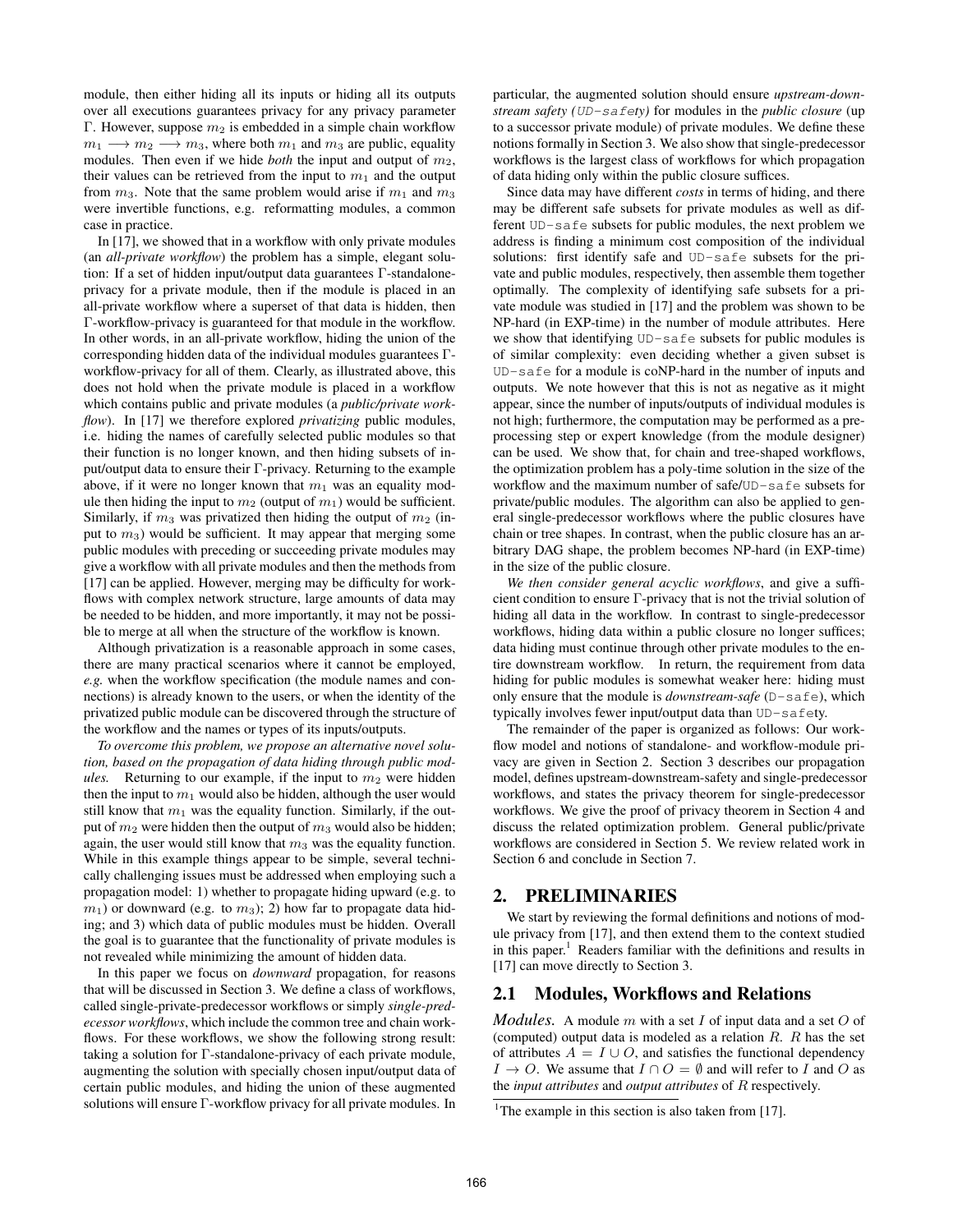module, then either hiding all its inputs or hiding all its outputs over all executions guarantees privacy for any privacy parameter $\Gamma$. However, suppose $m_2$ is embedded in a simple chain workflow $m_1 \longrightarrow m_2 \longrightarrow m_3$, where both $m_1$ and $m_3$ are public, equality modules. Then even if we hide *both* the input and output of $m_2$, their values can be retrieved from the input to $m_1$ and the output from $m_3$. Note that the same problem would arise if $m_1$ and $m_3$ were invertible functions, e.g. reformatting modules, a common case in practice.

In [17], we showed that in a workflow with only private modules (an *all-private workflow*) the problem has a simple, elegant solution: If a set of hidden input/output data guarantees $\Gamma$-standalone-privacy for a private module, then if the module is placed in an all-private workflow where a superset of that data is hidden, then $\Gamma$-workflow-privacy is guaranteed for that module in the workflow. In other words, in an all-private workflow, hiding the union of the corresponding hidden data of the individual modules guarantees $\Gamma$-workflow-privacy for all of them. Clearly, as illustrated above, this does not hold when the private module is placed in a workflow which contains public and private modules (a *public/private workflow*). In [17] we therefore explored *privatizing* public modules, i.e. hiding the names of carefully selected public modules so that their function is no longer known, and then hiding subsets of input/output data to ensure their $\Gamma$-privacy. Returning to the example above, if it were no longer known that $m_1$ was an equality module then hiding the input to $m_2$ (output of $m_1$) would be sufficient. Similarly, if $m_3$ was privatized then hiding the output of $m_2$ (input to $m_3$) would be sufficient. It may appear that merging some public modules with preceding or succeeding private modules may give a workflow with all private modules and then the methods from [17] can be applied. However, merging may be difficulty for workflows with complex network structure, large amounts of data may be needed to be hidden, and more importantly, it may not be possible to merge at all when the structure of the workflow is known.

Although privatization is a reasonable approach in some cases, there are many practical scenarios where it cannot be employed, *e.g.* when the workflow specification (the module names and connections) is already known to the users, or when the identity of the privatized public module can be discovered through the structure of the workflow and the names or types of its inputs/outputs.

*To overcome this problem, we propose an alternative novel solution, based on the propagation of data hiding through public modules.* Returning to our example, if the input to $m_2$ were hidden then the input to $m_1$ would also be hidden, although the user would still know that $m_1$ was the equality function. Similarly, if the output of $m_2$ were hidden then the output of $m_3$ would also be hidden; again, the user would still know that $m_3$ was the equality function. While in this example things appear to be simple, several technically challenging issues must be addressed when employing such a propagation model: 1) whether to propagate hiding upward (e.g. to $m_1$) or downward (e.g. to $m_3$); 2) how far to propagate data hiding; and 3) which data of public modules must be hidden. Overall the goal is to guarantee that the functionality of private modules is not revealed while minimizing the amount of hidden data.

In this paper we focus on *downward* propagation, for reasons that will be discussed in Section 3. We define a class of workflows, called single-private-predecessor workflows or simply *single-predecessor workflows*, which include the common tree and chain workflows. For these workflows, we show the following strong result: taking a solution for $\Gamma$-standalone-privacy of each private module, augmenting the solution with specially chosen input/output data of certain public modules, and hiding the union of these augmented solutions will ensure $\Gamma$-workflow privacy for all private modules. In particular, the augmented solution should ensure *upstream-downstream safety (*`UD-safe`*ty)* for modules in the *public closure* (up to a successor private module) of private modules. We define these notions formally in Section 3. We also show that single-predecessor workflows is the largest class of workflows for which propagation of data hiding only within the public closure suffices.

Since data may have different *costs* in terms of hiding, and there may be different safe subsets for private modules as well as different `UD-safe` subsets for public modules, the next problem we address is finding a minimum cost composition of the individual solutions: first identify safe and `UD-safe` subsets for the private and public modules, respectively, then assemble them together optimally. The complexity of identifying safe subsets for a private module was studied in [17] and the problem was shown to be NP-hard (in EXP-time) in the number of module attributes. Here we show that identifying `UD-safe` subsets for public modules is of similar complexity: even deciding whether a given subset is `UD-safe` for a module is coNP-hard in the number of inputs and outputs. We note however that this is not as negative as it might appear, since the number of inputs/outputs of individual modules is not high; furthermore, the computation may be performed as a preprocessing step or expert knowledge (from the module designer) can be used. We show that, for chain and tree-shaped workflows, the optimization problem has a poly-time solution in the size of the workflow and the maximum number of safe/`UD-safe` subsets for private/public modules. The algorithm can also be applied to general single-predecessor workflows where the public closures have chain or tree shapes. In contrast, when the public closure has an arbitrary DAG shape, the problem becomes NP-hard (in EXP-time) in the size of the public closure.

*We then consider general acyclic workflows*, and give a sufficient condition to ensure $\Gamma$-privacy that is not the trivial solution of hiding all data in the workflow. In contrast to single-predecessor workflows, hiding data within a public closure no longer suffices; data hiding must continue through other private modules to the entire downstream workflow. In return, the requirement from data hiding for public modules is somewhat weaker here: hiding must only ensure that the module is *downstream-safe* (`D-safe`), which typically involves fewer input/output data than `UD-safe`ty.

The remainder of the paper is organized as follows: Our workflow model and notions of standalone- and workflow-module privacy are given in Section 2. Section 3 describes our propagation model, defines upstream-downstream-safety and single-predecessor workflows, and states the privacy theorem for single-predecessor workflows. We give the proof of privacy theorem in Section 4 and discuss the related optimization problem. General public/private workflows are considered in Section 5. We review related work in Section 6 and conclude in Section 7.

## 2. PRELIMINARIES

We start by reviewing the formal definitions and notions of module privacy from [17], and then extend them to the context studied in this paper.[1] Readers familiar with the definitions and results in [17] can move directly to Section 3.

### 2.1 Modules, Workflows and Relations

*Modules.* A module $m$ with a set $I$ of input data and a set $O$ of (computed) output data is modeled as a relation $R$. $R$ has the set of attributes $A = I \cup O$, and satisfies the functional dependency $I \rightarrow O$. We assume that $I \cap O = \emptyset$ and will refer to $I$ and $O$ as the *input attributes* and *output attributes* of $R$ respectively.

[1] The example in this section is also taken from [17].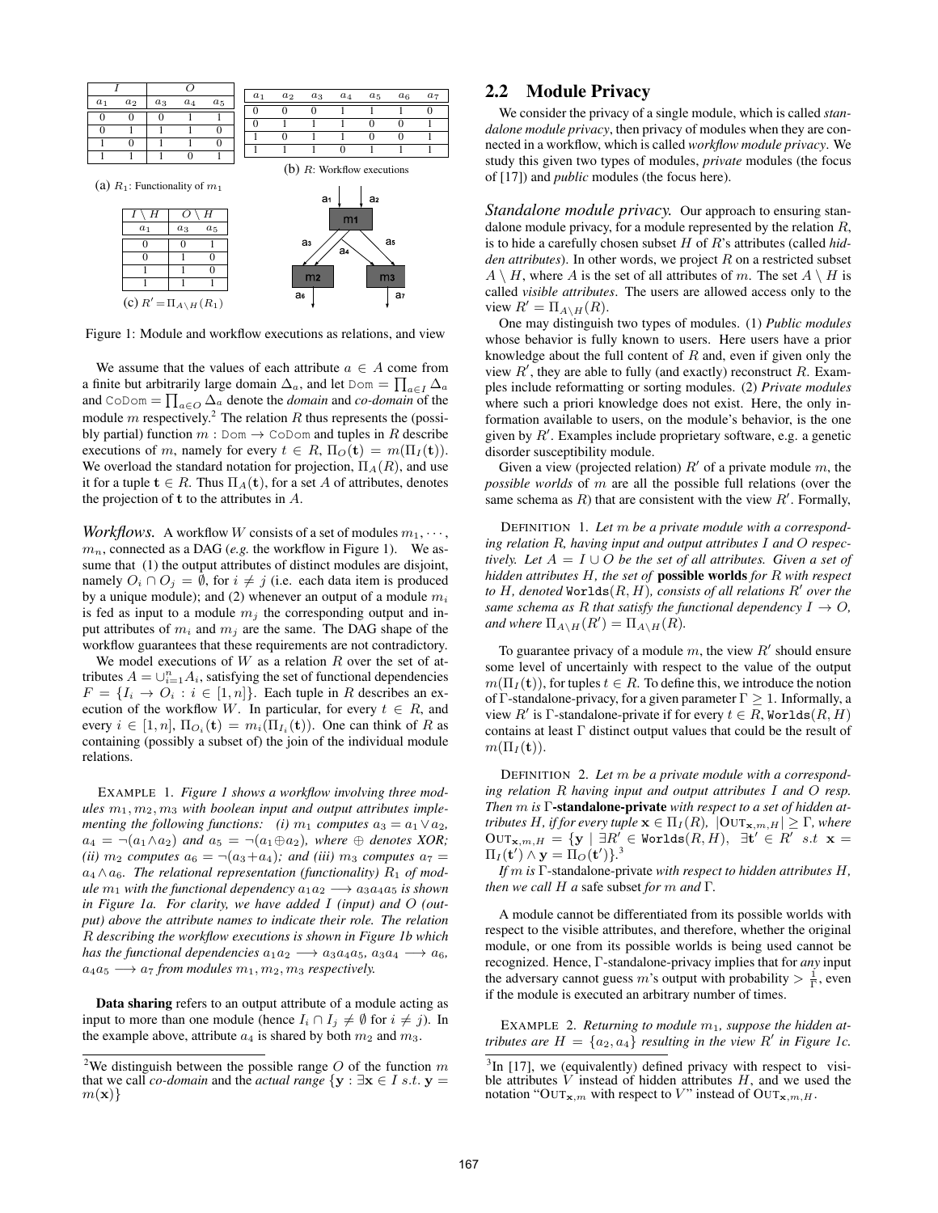| $I$ | | $O$ | | |
|---|---|---|---|---|
| $a_1$ | $a_2$ | $a_3$ | $a_4$ | $a_5$ |
| 0 | 0 | 0 | 1 | 1 |
| 0 | 1 | 1 | 1 | 0 |
| 1 | 0 | 1 | 1 | 0 |
| 1 | 1 | 1 | 0 | 1 |

(a) $R_1$: Functionality of $m_1$

| $a_1$ | $a_2$ | $a_3$ | $a_4$ | $a_5$ | $a_6$ | $a_7$ |
|---|---|---|---|---|---|---|
| 0 | 0 | 0 | 1 | 1 | 1 | 0 |
| 0 | 1 | 1 | 1 | 0 | 0 | 1 |
| 1 | 0 | 1 | 1 | 0 | 0 | 1 |
| 1 | 1 | 1 | 0 | 1 | 1 | 1 |

(b) $R$: Workflow executions

| $I \setminus H$ | $O \setminus H$ | |
|---|---|---|
| $a_1$ | $a_3$ | $a_5$ |
| 0 | 0 | 1 |
| 0 | 1 | 0 |
| 1 | 1 | 0 |
| 1 | 1 | 1 |

(c) $R' = \Pi_{A \setminus H}(R_1)$

Figure 1: Module and workflow executions as relations, and view

We assume that the values of each attribute $a \in A$ come from a finite but arbitrarily large domain $\Delta_a$, and let $\texttt{Dom} = \prod_{a \in I} \Delta_a$ and $\texttt{CoDom} = \prod_{a \in O} \Delta_a$ denote the *domain* and *co-domain* of the module $m$ respectively.[2] The relation $R$ thus represents the (possibly partial) function $m : \texttt{Dom} \to \texttt{CoDom}$ and tuples in $R$ describe executions of $m$, namely for every $t \in R$, $\Pi_O(\mathbf{t}) = m(\Pi_I(\mathbf{t}))$. We overload the standard notation for projection, $\Pi_A(R)$, and use it for a tuple $\mathbf{t} \in R$. Thus $\Pi_A(\mathbf{t})$, for a set $A$ of attributes, denotes the projection of $\mathbf{t}$ to the attributes in $A$.

***Workflows.*** A workflow $W$ consists of a set of modules $m_1, \cdots, m_n$, connected as a DAG (*e.g.* the workflow in Figure 1). We assume that (1) the output attributes of distinct modules are disjoint, namely $O_i \cap O_j = \emptyset$, for $i \neq j$ (i.e. each data item is produced by a unique module); and (2) whenever an output of a module $m_i$ is fed as input to a module $m_j$ the corresponding output and input attributes of $m_i$ and $m_j$ are the same. The DAG shape of the workflow guarantees that these requirements are not contradictory.

We model executions of $W$ as a relation $R$ over the set of attributes $A = \cup_{i=1}^n A_i$, satisfying the set of functional dependencies $F = \{I_i \to O_i : i \in [1, n]\}$. Each tuple in $R$ describes an execution of the workflow $W$. In particular, for every $\mathbf{t} \in R$, and every $i \in [1, n]$, $\Pi_{O_i}(\mathbf{t}) = m_i(\Pi_{I_i}(\mathbf{t}))$. One can think of $R$ as containing (possibly a subset of) the join of the individual module relations.

EXAMPLE 1. *Figure 1 shows a workflow involving three modules $m_1, m_2, m_3$ with boolean input and output attributes implementing the following functions: (i) $m_1$ computes $a_3 = a_1 \vee a_2$, $a_4 = \neg(a_1 \wedge a_2)$ and $a_5 = \neg(a_1 \oplus a_2)$, where $\oplus$ denotes XOR; (ii) $m_2$ computes $a_6 = \neg(a_3 + a_4)$; and (iii) $m_3$ computes $a_7 = a_4 \wedge a_6$. The relational representation (functionality) $R_1$ of module $m_1$ with the functional dependency $a_1 a_2 \longrightarrow a_3 a_4 a_5$ is shown in Figure 1a. For clarity, we have added $I$ (input) and $O$ (output) above the attribute names to indicate their role. The relation $R$ describing the workflow executions is shown in Figure 1b which has the functional dependencies $a_1 a_2 \longrightarrow a_3 a_4 a_5$, $a_3 a_4 \longrightarrow a_6$, $a_4 a_5 \longrightarrow a_7$ from modules $m_1, m_2, m_3$ respectively.*

**Data sharing** refers to an output attribute of a module acting as input to more than one module (hence $I_i \cap I_j \neq \emptyset$ for $i \neq j$). In the example above, attribute $a_4$ is shared by both $m_2$ and $m_3$.

## 2.2 Module Privacy

We consider the privacy of a single module, which is called *standalone module privacy*, then privacy of modules when they are connected in a workflow, which is called *workflow module privacy*. We study this given two types of modules, *private* modules (the focus of [17]) and *public* modules (the focus here).

***Standalone module privacy.*** Our approach to ensuring standalone module privacy, for a module represented by the relation $R$, is to hide a carefully chosen subset $H$ of $R$'s attributes (called *hidden attributes*). In other words, we project $R$ on a restricted subset $A \setminus H$, where $A$ is the set of all attributes of $m$. The set $A \setminus H$ is called *visible attributes*. The users are allowed access only to the view $R' = \Pi_{A \setminus H}(R)$.

One may distinguish two types of modules. (1) *Public modules* whose behavior is fully known to users. Here users have a prior knowledge about the full content of $R$ and, even if given only the view $R'$, they are able to fully (and exactly) reconstruct $R$. Examples include reformatting or sorting modules. (2) *Private modules* where such a priori knowledge does not exist. Here, the only information available to users, on the module's behavior, is the one given by $R'$. Examples include proprietary software, e.g. a genetic disorder susceptibility module.

Given a view (projected relation) $R'$ of a private module $m$, the *possible worlds* of $m$ are all the possible full relations (over the same schema as $R$) that are consistent with the view $R'$. Formally,

DEFINITION 1. *Let $m$ be a private module with a corresponding relation $R$, having input and output attributes $I$ and $O$ respectively. Let $A = I \cup O$ be the set of all attributes. Given a set of hidden attributes $H$, the set of* **possible worlds** *for $R$ with respect to $H$, denoted $\texttt{Worlds}(R, H)$, consists of all relations $R'$ over the same schema as $R$ that satisfy the functional dependency $I \to O$, and where $\Pi_{A \setminus H}(R') = \Pi_{A \setminus H}(R)$.*

To guarantee privacy of a module $m$, the view $R'$ should ensure some level of uncertainly with respect to the value of the output $m(\Pi_I(\mathbf{t}))$, for tuples $t \in R$. To define this, we introduce the notion of $\Gamma$-standalone-privacy, for a given parameter $\Gamma \geq 1$. Informally, a view $R'$ is $\Gamma$-standalone-private if for every $t \in R$, $\texttt{Worlds}(R, H)$ contains at least $\Gamma$ distinct output values that could be the result of $m(\Pi_I(\mathbf{t}))$.

DEFINITION 2. *Let $m$ be a private module with a corresponding relation $R$ having input and output attributes $I$ and $O$ resp. Then $m$ is* **$\Gamma$-standalone-private** *with respect to a set of hidden attributes $H$, if for every tuple $\mathbf{x} \in \Pi_I(R)$, $|\text{OUT}_{\mathbf{x},m,H}| \geq \Gamma$, where $\text{OUT}_{\mathbf{x},m,H} = \{\mathbf{y} \mid \exists R' \in \texttt{Worlds}(R, H),\ \exists \mathbf{t}' \in R'\ s.t\ \mathbf{x} = \Pi_I(\mathbf{t}') \wedge \mathbf{y} = \Pi_O(\mathbf{t}')\}$.*[3]

*If $m$ is $\Gamma$-standalone-private with respect to hidden attributes $H$, then we call $H$ a* safe subset *for $m$ and $\Gamma$.*

A module cannot be differentiated from its possible worlds with respect to the visible attributes, and therefore, whether the original module, or one from its possible worlds is being used cannot be recognized. Hence, $\Gamma$-standalone-privacy implies that for *any* input the adversary cannot guess $m$'s output with probability $> \frac{1}{\Gamma}$, even if the module is executed an arbitrary number of times.

EXAMPLE 2. *Returning to module $m_1$, suppose the hidden attributes are $H = \{a_2, a_4\}$ resulting in the view $R'$ in Figure 1c.*

[2] We distinguish between the possible range $O$ of the function $m$ that we call *co-domain* and the *actual range* $\{\mathbf{y} : \exists \mathbf{x} \in I\ s.t.\ \mathbf{y} = m(\mathbf{x})\}$

[3] In [17], we (equivalently) defined privacy with respect to visible attributes $V$ instead of hidden attributes $H$, and we used the notation "$\text{OUT}_{\mathbf{x},m}$ with respect to $V$" instead of $\text{OUT}_{\mathbf{x},m,H}$.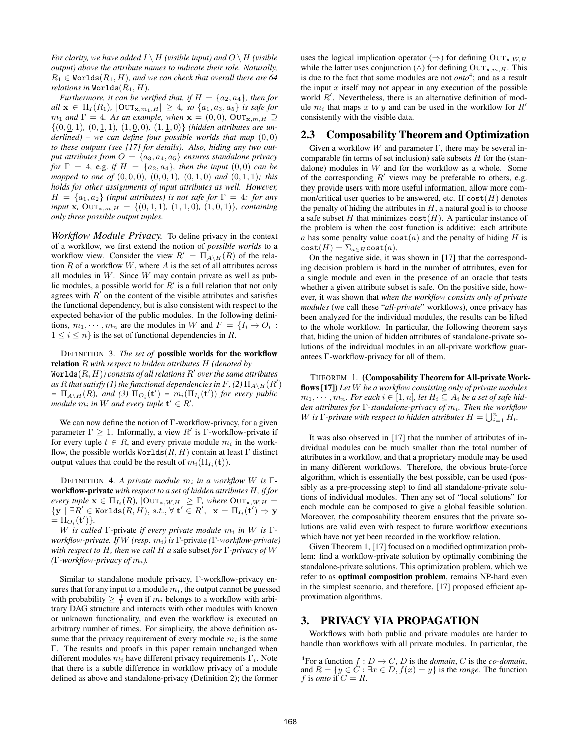*For clarity, we have added $I \setminus H$ (visible input) and $O \setminus H$ (visible output) above the attribute names to indicate their role. Naturally, $R_1 \in \texttt{Worlds}(R_1, H)$, and we can check that overall there are 64 relations in $\texttt{Worlds}(R_1, H)$.*

*Furthermore, it can be verified that, if $H = \{a_2, a_4\}$, then for all $\mathbf{x} \in \Pi_I(R_1)$, $|\text{OUT}_{\mathbf{x},m_1,H}| \geq 4$, so $\{a_1, a_3, a_5\}$ is safe for $m_1$ and $\Gamma = 4$. As an example, when $\mathbf{x} = (0, 0)$, $\text{OUT}_{\mathbf{x},m,H} \supseteq \{(0, \underline{0}, 1), (0, \underline{1}, 1), (1, \underline{0}, 0), (1, \underline{1}, 0)\}$ (hidden attributes are underlined) – we can define four possible worlds that map $(0, 0)$ to these outputs (see [17] for details). Also, hiding any two output attributes from $O = \{a_3, a_4, a_5\}$ ensures standalone privacy for $\Gamma = 4$,* e.g. *if $H = \{a_2, a_4\}$, then the input $(0, 0)$ can be mapped to one of $(0, \underline{0}, \underline{0})$, $(0, \underline{0}, \underline{1})$, $(0, \underline{1}, \underline{0})$ and $(0, \underline{1}, \underline{1})$; this holds for other assignments of input attributes as well. However, $H = \{a_1, a_2\}$ (input attributes) is not safe for $\Gamma = 4$: for any input $\mathbf{x}$, $\text{OUT}_{\mathbf{x},m,H} = \{(0, 1, 1), (1, 1, 0), (1, 0, 1)\}$, containing only three possible output tuples.*

***Workflow Module Privacy.*** To define privacy in the context of a workflow, we first extend the notion of *possible worlds* to a workflow view. Consider the view $R' = \Pi_{A \setminus H}(R)$ of the relation $R$ of a workflow $W$, where $A$ is the set of all attributes across all modules in $W$. Since $W$ may contain private as well as public modules, a possible world for $R'$ is a full relation that not only agrees with $R'$ on the content of the visible attributes and satisfies the functional dependency, but is also consistent with respect to the expected behavior of the public modules. In the following definitions, $m_1, \cdots, m_n$ are the modules in $W$ and $F = \{I_i \to O_i : 1 \leq i \leq n\}$ is the set of functional dependencies in $R$.

DEFINITION 3. *The set of* **possible worlds for the workflow relation** *$R$ with respect to hidden attributes $H$ (denoted by $\texttt{Worlds}(R, H)$) consists of all relations $R'$ over the same attributes as $R$ that satisfy (1) the functional dependencies in $F$, (2) $\Pi_{A \setminus H}(R') = \Pi_{A \setminus H}(R)$, and (3) $\Pi_{O_i}(\mathbf{t}') = m_i(\Pi_{I_i}(\mathbf{t}'))$ for every public module $m_i$ in $W$ and every tuple $\mathbf{t}' \in R'$.*

We can now define the notion of $\Gamma$-workflow-privacy, for a given parameter $\Gamma \geq 1$. Informally, a view $R'$ is $\Gamma$-workflow-private if for every tuple $t \in R$, and every private module $m_i$ in the workflow, the possible worlds $\texttt{Worlds}(R, H)$ contain at least $\Gamma$ distinct output values that could be the result of $m_i(\Pi_{I_i}(\mathbf{t}))$.

DEFINITION 4. *A private module $m_i$ in a workflow $W$ is* **$\Gamma$-workflow-private** *with respect to a set of hidden attributes $H$, if for every tuple $\mathbf{x} \in \Pi_{I_i}(R)$, $|\text{OUT}_{\mathbf{x},W,H}| \geq \Gamma$, where $\text{OUT}_{\mathbf{x},W,H} = \{\mathbf{y} \mid \exists R' \in \texttt{Worlds}(R, H), s.t., \forall\, \mathbf{t}' \in R',\ \ \mathbf{x} = \Pi_{I_i}(\mathbf{t}') \Rightarrow \mathbf{y} = \Pi_{O_i}(\mathbf{t}')\}$.*

*$W$ is called* $\Gamma$-private *if every private module $m_i$ in $W$ is $\Gamma$-workflow-private. If $W$ (resp. $m_i$) is* $\Gamma$-private *($\Gamma$-workflow-private) with respect to $H$, then we call $H$ a* safe subset *for $\Gamma$-privacy of $W$ ($\Gamma$-workflow-privacy of $m_i$).*

Similar to standalone module privacy, $\Gamma$-workflow-privacy ensures that for any input to a module $m_i$, the output cannot be guessed with probability $\geq \frac{1}{\Gamma}$ even if $m_i$ belongs to a workflow with arbitrary DAG structure and interacts with other modules with known or unknown functionality, and even the workflow is executed an arbitrary number of times. For simplicity, the above definition assume that the privacy requirement of every module $m_i$ is the same $\Gamma$. The results and proofs in this paper remain unchanged when different modules $m_i$ have different privacy requirements $\Gamma_i$. Note that there is a subtle difference in workflow privacy of a module defined as above and standalone-privacy (Definition 2); the former uses the logical implication operator ($\Rightarrow$) for defining $\text{OUT}_{\mathbf{x},W,H}$ while the latter uses conjunction ($\wedge$) for defining $\text{OUT}_{\mathbf{x},m,H}$. This is due to the fact that some modules are not *onto*[4]; and as a result the input $x$ itself may not appear in any execution of the possible world $R'$. Nevertheless, there is an alternative definition of module $m_i$ that maps $x$ to $y$ and can be used in the workflow for $R'$ consistently with the visible data.

## 2.3 Composability Theorem and Optimization

Given a workflow $W$ and parameter $\Gamma$, there may be several incomparable (in terms of set inclusion) safe subsets $H$ for the (standalone) modules in $W$ and for the workflow as a whole. Some of the corresponding $R'$ views may be preferable to others, e.g. they provide users with more useful information, allow more common/critical user queries to be answered, etc. If $\texttt{cost}(H)$ denotes the penalty of hiding the attributes in $H$, a natural goal is to choose a safe subset $H$ that minimizes $\texttt{cost}(H)$. A particular instance of the problem is when the cost function is additive: each attribute $a$ has some penalty value $\texttt{cost}(a)$ and the penalty of hiding $H$ is $\texttt{cost}(H) = \Sigma_{a \in H}\texttt{cost}(a)$.

On the negative side, it was shown in [17] that the corresponding decision problem is hard in the number of attributes, even for a single module and even in the presence of an oracle that tests whether a given attribute subset is safe. On the positive side, however, it was shown that *when the workflow consists only of private modules* (we call these "*all-private*" workflows), once privacy has been analyzed for the individual modules, the results can be lifted to the whole workflow. In particular, the following theorem says that, hiding the union of hidden attributes of standalone-private solutions of the individual modules in an all-private workflow guarantees $\Gamma$-workflow-privacy for all of them.

THEOREM 1. **(Composability Theorem for All-private Workflows [17])** *Let $W$ be a workflow consisting only of private modules $m_1, \cdots, m_n$. For each $i \in [1, n]$, let $H_i \subseteq A_i$ be a set of safe hidden attributes for $\Gamma$-standalone-privacy of $m_i$. Then the workflow $W$ is $\Gamma$-private with respect to hidden attributes $H = \bigcup_{i=1}^{n} H_i$.*

It was also observed in [17] that the number of attributes of individual modules can be much smaller than the total number of attributes in a workflow, and that a proprietary module may be used in many different workflows. Therefore, the obvious brute-force algorithm, which is essentially the best possible, can be used (possibly as a pre-processing step) to find all standalone-private solutions of individual modules. Then any set of "local solutions" for each module can be composed to give a global feasible solution. Moreover, the composability theorem ensures that the private solutions are valid even with respect to future workflow executions which have not yet been recorded in the workflow relation.

Given Theorem 1, [17] focused on a modified optimization problem: find a workflow-private solution by optimally combining the standalone-private solutions. This optimization problem, which we refer to as **optimal composition problem**, remains NP-hard even in the simplest scenario, and therefore, [17] proposed efficient approximation algorithms.

# 3. PRIVACY VIA PROPAGATION

Workflows with both public and private modules are harder to handle than workflows with all private modules. In particular, the

[4] For a function $f : D \to C$, $D$ is the *domain*, $C$ is the *co-domain*, and $R = \{y \in C : \exists x \in D, f(x) = y\}$ is the *range*. The function $f$ is *onto* if $C = R$.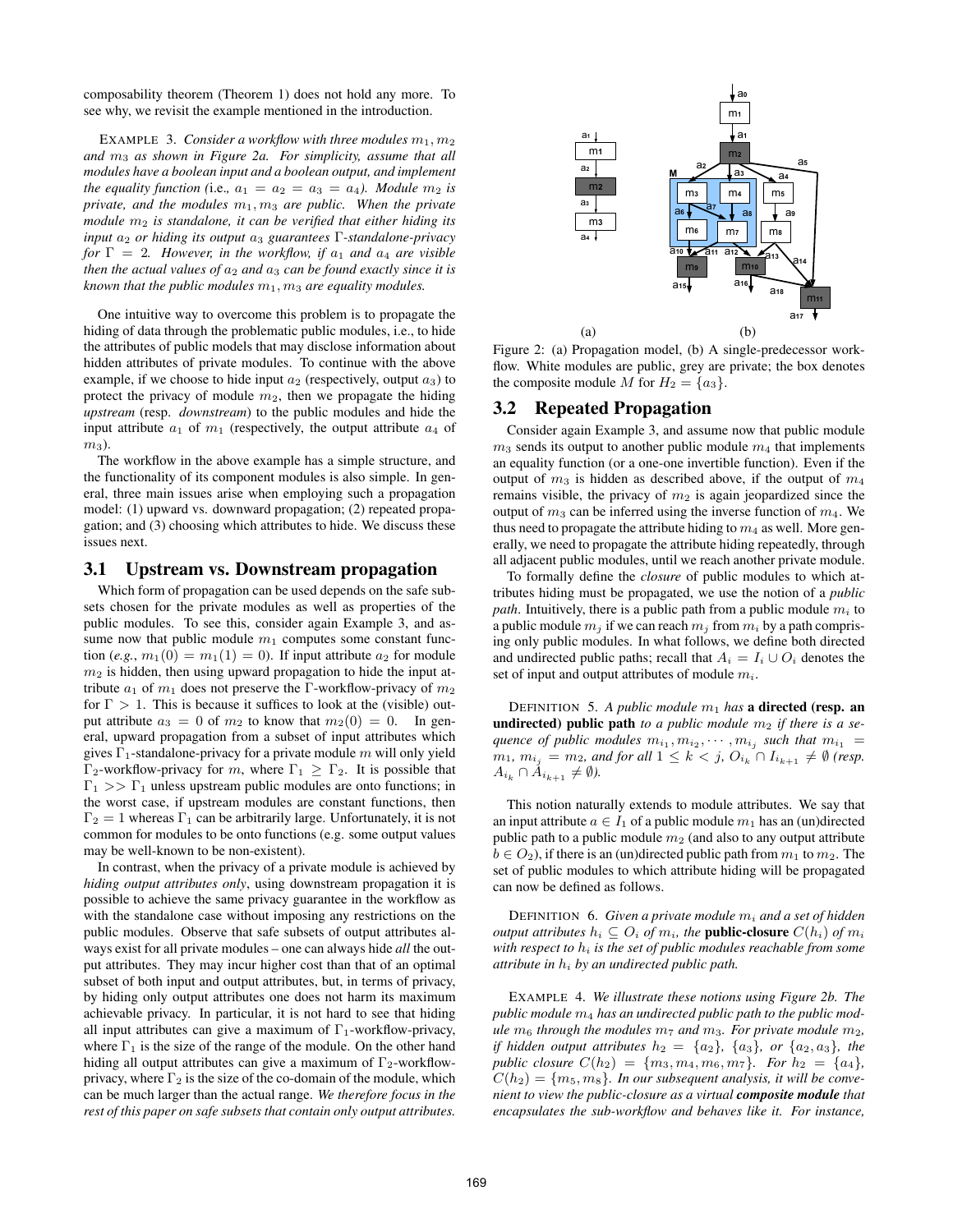composability theorem (Theorem 1) does not hold any more. To see why, we revisit the example mentioned in the introduction.

EXAMPLE 3. *Consider a workflow with three modules $m_1, m_2$ and $m_3$ as shown in Figure 2a. For simplicity, assume that all modules have a boolean input and a boolean output, and implement the equality function (*i.e., $a_1 = a_2 = a_3 = a_4$*). Module $m_2$ is private, and the modules $m_1, m_3$ are public. When the private module $m_2$ is standalone, it can be verified that either hiding its input $a_2$ or hiding its output $a_3$ guarantees $\Gamma$-standalone-privacy for $\Gamma = 2$. However, in the workflow, if $a_1$ and $a_4$ are visible then the actual values of $a_2$ and $a_3$ can be found exactly since it is known that the public modules $m_1, m_3$ are equality modules.*

One intuitive way to overcome this problem is to propagate the hiding of data through the problematic public modules, i.e., to hide the attributes of public models that may disclose information about hidden attributes of private modules. To continue with the above example, if we choose to hide input $a_2$ (respectively, output $a_3$) to protect the privacy of module $m_2$, then we propagate the hiding *upstream* (resp. *downstream*) to the public modules and hide the input attribute $a_1$ of $m_1$ (respectively, the output attribute $a_4$ of $m_3$).

The workflow in the above example has a simple structure, and the functionality of its component modules is also simple. In general, three main issues arise when employing such a propagation model: (1) upward vs. downward propagation; (2) repeated propagation; and (3) choosing which attributes to hide. We discuss these issues next.

### 3.1 Upstream vs. Downstream propagation

Which form of propagation can be used depends on the safe subsets chosen for the private modules as well as properties of the public modules. To see this, consider again Example 3, and assume now that public module $m_1$ computes some constant function (*e.g.*, $m_1(0) = m_1(1) = 0$). If input attribute $a_2$ for module $m_2$ is hidden, then using upward propagation to hide the input attribute $a_1$ of $m_1$ does not preserve the $\Gamma$-workflow-privacy of $m_2$ for $\Gamma > 1$. This is because it suffices to look at the (visible) output attribute $a_3 = 0$ of $m_2$ to know that $m_2(0) = 0$. In general, upward propagation from a subset of input attributes which gives $\Gamma_1$-standalone-privacy for a private module $m$ will only yield $\Gamma_2$-workflow-privacy for $m$, where $\Gamma_1 \geq \Gamma_2$. It is possible that $\Gamma_1 >> \Gamma_1$ unless upstream public modules are onto functions; in the worst case, if upstream modules are constant functions, then $\Gamma_2 = 1$ whereas $\Gamma_1$ can be arbitrarily large. Unfortunately, it is not common for modules to be onto functions (e.g. some output values may be well-known to be non-existent).

In contrast, when the privacy of a private module is achieved by *hiding output attributes only*, using downstream propagation it is possible to achieve the same privacy guarantee in the workflow as with the standalone case without imposing any restrictions on the public modules. Observe that safe subsets of output attributes always exist for all private modules – one can always hide *all* the output attributes. They may incur higher cost than that of an optimal subset of both input and output attributes, but, in terms of privacy, by hiding only output attributes one does not harm its maximum achievable privacy. In particular, it is not hard to see that hiding all input attributes can give a maximum of $\Gamma_1$-workflow-privacy, where $\Gamma_1$ is the size of the range of the module. On the other hand hiding all output attributes can give a maximum of $\Gamma_2$-workflow-privacy, where $\Gamma_2$ is the size of the co-domain of the module, which can be much larger than the actual range. *We therefore focus in the rest of this paper on safe subsets that contain only output attributes.*

Figure 2: (a) Propagation model, (b) A single-predecessor workflow. White modules are public, grey are private; the box denotes the composite module $M$ for $H_2 = \{a_3\}$.

### 3.2 Repeated Propagation

Consider again Example 3, and assume now that public module $m_3$ sends its output to another public module $m_4$ that implements an equality function (or a one-one invertible function). Even if the output of $m_3$ is hidden as described above, if the output of $m_4$ remains visible, the privacy of $m_2$ is again jeopardized since the output of $m_3$ can be inferred using the inverse function of $m_4$. We thus need to propagate the attribute hiding to $m_4$ as well. More generally, we need to propagate the attribute hiding repeatedly, through all adjacent public modules, until we reach another private module.

To formally define the *closure* of public modules to which attributes hiding must be propagated, we use the notion of a *public path*. Intuitively, there is a public path from a public module $m_i$ to a public module $m_j$ if we can reach $m_j$ from $m_i$ by a path comprising only public modules. In what follows, we define both directed and undirected public paths; recall that $A_i = I_i \cup O_i$ denotes the set of input and output attributes of module $m_i$.

DEFINITION 5. *A public module $m_1$ has* **a directed (resp. an undirected) public path** *to a public module $m_2$ if there is a sequence of public modules $m_{i_1}, m_{i_2}, \cdots, m_{i_j}$ such that $m_{i_1} = m_1$, $m_{i_j} = m_2$, and for all $1 \leq k < j$, $O_{i_k} \cap I_{i_{k+1}} \neq \emptyset$ (resp. $A_{i_k} \cap A_{i_{k+1}} \neq \emptyset$).*

This notion naturally extends to module attributes. We say that an input attribute $a \in I_1$ of a public module $m_1$ has an (un)directed public path to a public module $m_2$ (and also to any output attribute $b \in O_2$), if there is an (un)directed public path from $m_1$ to $m_2$. The set of public modules to which attribute hiding will be propagated can now be defined as follows.

DEFINITION 6. *Given a private module $m_i$ and a set of hidden output attributes $h_i \subseteq O_i$ of $m_i$, the* **public-closure** *$C(h_i)$ of $m_i$ with respect to $h_i$ is the set of public modules reachable from some attribute in $h_i$ by an undirected public path.*

EXAMPLE 4. *We illustrate these notions using Figure 2b. The public module $m_4$ has an undirected public path to the public module $m_6$ through the modules $m_7$ and $m_3$. For private module $m_2$, if hidden output attributes $h_2 = \{a_2\}$, $\{a_3\}$, or $\{a_2, a_3\}$, the public closure $C(h_2) = \{m_3, m_4, m_6, m_7\}$. For $h_2 = \{a_4\}$, $C(h_2) = \{m_5, m_8\}$. In our subsequent analysis, it will be convenient to view the public-closure as a virtual* ***composite module*** *that encapsulates the sub-workflow and behaves like it. For instance,*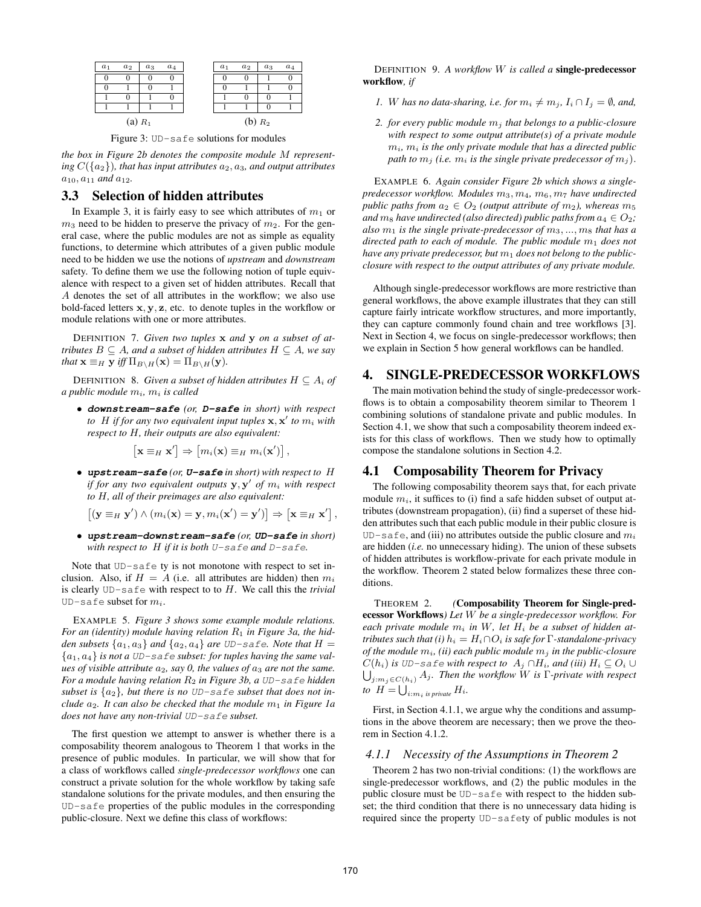| $a_1$ | $a_2$ | $a_3$ | $a_4$ |
|---|---|---|---|
| 0 | 0 | 0 | 0 |
| 0 | 1 | 0 | 1 |
| 1 | 0 | 1 | 0 |
| 1 | 1 | 1 | 1 |

(a) $R_1$

| $a_1$ | $a_2$ | $a_3$ | $a_4$ |
|---|---|---|---|
| 0 | 0 | 1 | 0 |
| 0 | 1 | 1 | 0 |
| 1 | 0 | 0 | 1 |
| 1 | 1 | 0 | 1 |

(b) $R_2$

Figure 3: UD-safe solutions for modules

*the box in Figure 2b denotes the composite module $M$ representing $C(\{a_2\})$, that has input attributes $a_2, a_3$, and output attributes $a_{10}, a_{11}$ and $a_{12}$.*

### 3.3 Selection of hidden attributes

In Example 3, it is fairly easy to see which attributes of $m_1$ or $m_3$ need to be hidden to preserve the privacy of $m_2$. For the general case, where the public modules are not as simple as equality functions, to determine which attributes of a given public module need to be hidden we use the notions of *upstream* and *downstream* safety. To define them we use the following notion of tuple equivalence with respect to a given set of hidden attributes. Recall that $A$ denotes the set of all attributes in the workflow; we also use bold-faced letters $\mathbf{x}, \mathbf{y}, \mathbf{z}$, etc. to denote tuples in the workflow or module relations with one or more attributes.

DEFINITION 7. *Given two tuples $\mathbf{x}$ and $\mathbf{y}$ on a subset of attributes $B \subseteq A$, and a subset of hidden attributes $H \subseteq A$, we say that $\mathbf{x} \equiv_H \mathbf{y}$ iff $\Pi_{B \setminus H}(\mathbf{x}) = \Pi_{B \setminus H}(\mathbf{y})$.*

DEFINITION 8. *Given a subset of hidden attributes $H \subseteq A_i$ of a public module $m_i$, $m_i$ is called*

- ***downstream-safe** (or, **D-safe** in short) with respect to $H$ if for any two equivalent input tuples $\mathbf{x}, \mathbf{x}'$ to $m_i$ with respect to $H$, their outputs are also equivalent:*

$$\left[\mathbf{x} \equiv_H \mathbf{x}'\right] \Rightarrow \left[m_i(\mathbf{x}) \equiv_H m_i(\mathbf{x}')\right],$$

- ***upstream-safe** (or, **U-safe** in short) with respect to $H$ if for any two equivalent outputs $\mathbf{y}, \mathbf{y}'$ of $m_i$ with respect to $H$, all of their preimages are also equivalent:*

$$\left[(\mathbf{y} \equiv_H \mathbf{y}') \wedge (m_i(\mathbf{x}) = \mathbf{y}, m_i(\mathbf{x}') = \mathbf{y}')\right] \Rightarrow \left[\mathbf{x} \equiv_H \mathbf{x}'\right],$$

- ***upstream-downstream-safe** (or, **UD-safe** in short) with respect to $H$ if it is both U-safe and D-safe.*

Note that UD-safety is not monotone with respect to set inclusion. Also, if $H = A$ (i.e. all attributes are hidden) then $m_i$ is clearly UD-safe with respect to to $H$. We call this the *trivial* UD-safe subset for $m_i$.

EXAMPLE 5. *Figure 3 shows some example module relations. For an (identity) module having relation $R_1$ in Figure 3a, the hidden subsets $\{a_1, a_3\}$ and $\{a_2, a_4\}$ are UD-safe. Note that $H = \{a_1, a_4\}$ is not a UD-safe subset: for tuples having the same values of visible attribute $a_2$, say 0, the values of $a_3$ are not the same. For a module having relation $R_2$ in Figure 3b, a UD-safe hidden subset is $\{a_2\}$, but there is no UD-safe subset that does not include $a_2$. It can also be checked that the module $m_1$ in Figure 1a does not have any non-trivial UD-safe subset.*

The first question we attempt to answer is whether there is a composability theorem analogous to Theorem 1 that works in the presence of public modules. In particular, we will show that for a class of workflows called *single-predecessor workflows* one can construct a private solution for the whole workflow by taking safe standalone solutions for the private modules, and then ensuring the UD-safe properties of the public modules in the corresponding public-closure. Next we define this class of workflows:

DEFINITION 9. *A workflow $W$ is called a* **single-predecessor workflow**, *if*

1. *$W$ has no data-sharing, i.e. for $m_i \neq m_j$, $I_i \cap I_j = \emptyset$, and,*
2. *for every public module $m_j$ that belongs to a public-closure with respect to some output attribute(s) of a private module $m_i$, $m_i$ is the only private module that has a directed public path to $m_j$ (i.e. $m_i$ is the single private predecessor of $m_j$).*

EXAMPLE 6. *Again consider Figure 2b which shows a single-predecessor workflow. Modules $m_3, m_4, m_6, m_7$ have undirected public paths from $a_2 \in O_2$ (output attribute of $m_2$), whereas $m_5$ and $m_8$ have undirected (also directed) public paths from $a_4 \in O_2$; also $m_1$ is the single private-predecessor of $m_3, ..., m_8$ that has a directed path to each of module. The public module $m_1$ does not have any private predecessor, but $m_1$ does not belong to the public-closure with respect to the output attributes of any private module.*

Although single-predecessor workflows are more restrictive than general workflows, the above example illustrates that they can still capture fairly intricate workflow structures, and more importantly, they can capture commonly found chain and tree workflows [3]. Next in Section 4, we focus on single-predecessor workflows; then we explain in Section 5 how general workflows can be handled.

## 4. SINGLE-PREDECESSOR WORKFLOWS

The main motivation behind the study of single-predecessor workflows is to obtain a composability theorem similar to Theorem 1 combining solutions of standalone private and public modules. In Section 4.1, we show that such a composability theorem indeed exists for this class of workflows. Then we study how to optimally compose the standalone solutions in Section 4.2.

### 4.1 Composability Theorem for Privacy

The following composability theorem says that, for each private module $m_i$, it suffices to (i) find a safe hidden subset of output attributes (downstream propagation), (ii) find a superset of these hidden attributes such that each public module in their public closure is UD-safe, and (iii) no attributes outside the public closure and $m_i$ are hidden (*i.e.* no unnecessary hiding). The union of these subsets of hidden attributes is workflow-private for each private module in the workflow. Theorem 2 stated below formalizes these three conditions.

THEOREM 2. ***(Composability Theorem for Single-predecessor Workflows)** Let $W$ be a single-predecessor workflow. For each private module $m_i$ in $W$, let $H_i$ be a subset of hidden attributes such that (i) $h_i = H_i \cap O_i$ is safe for $\Gamma$-standalone-privacy of the module $m_i$, (ii) each public module $m_j$ in the public-closure $C(h_i)$ is UD-safe with respect to $A_j \cap H_i$, and (iii) $H_i \subseteq O_i \cup \bigcup_{j: m_j \in C(h_i)} A_j$. Then the workflow $W$ is $\Gamma$-private with respect to $H = \bigcup_{i: m_i \text{ is private}} H_i$.*

First, in Section 4.1.1, we argue why the conditions and assumptions in the above theorem are necessary; then we prove the theorem in Section 4.1.2.

#### 4.1.1 Necessity of the Assumptions in Theorem 2

Theorem 2 has two non-trivial conditions: (1) the workflows are single-predecessor workflows, and (2) the public modules in the public closure must be UD-safe with respect to the hidden subset; the third condition that there is no unnecessary data hiding is required since the property UD-safety of public modules is not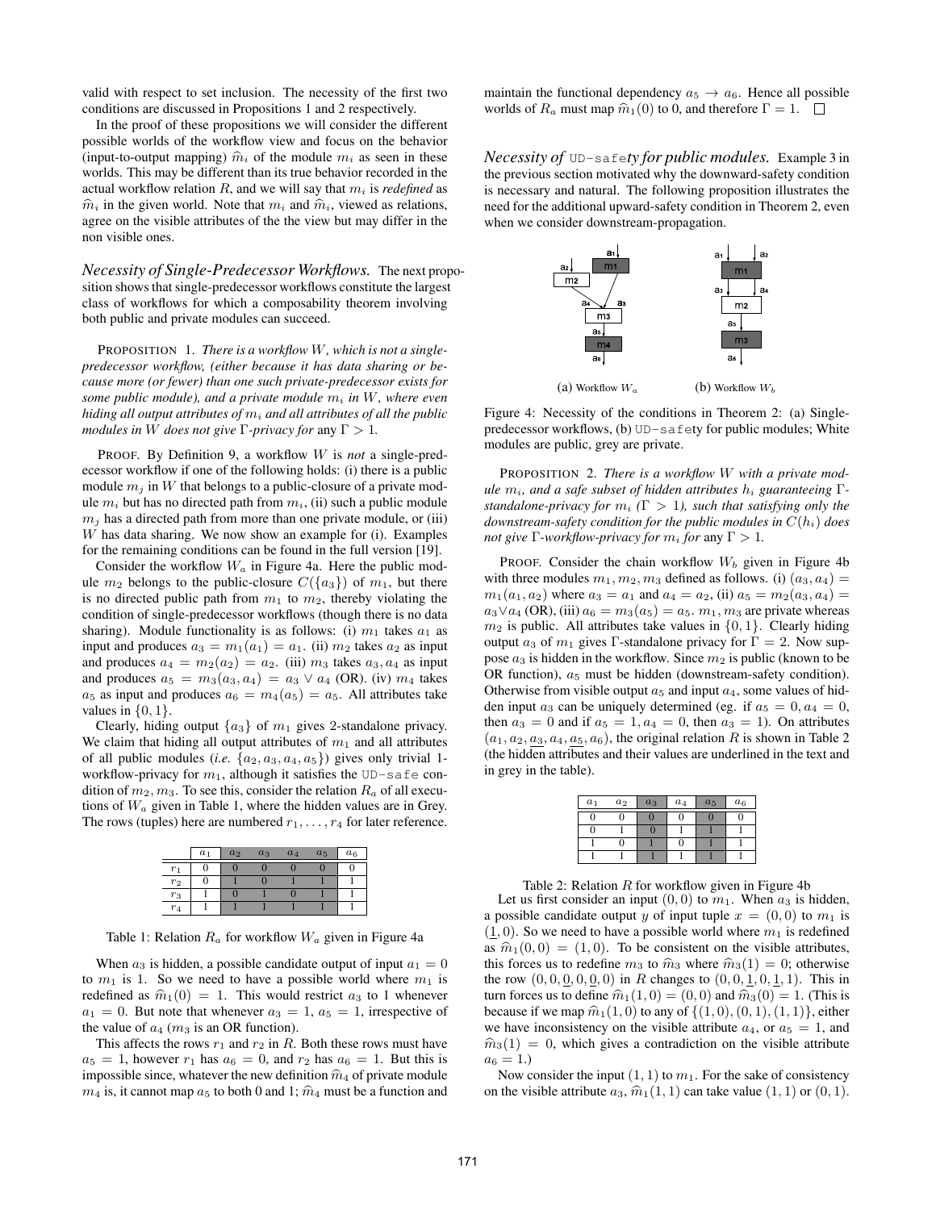valid with respect to set inclusion. The necessity of the first two conditions are discussed in Propositions 1 and 2 respectively.

In the proof of these propositions we will consider the different possible worlds of the workflow view and focus on the behavior (input-to-output mapping) $\widehat{m}_i$ of the module $m_i$ as seen in these worlds. This may be different than its true behavior recorded in the actual workflow relation $R$, and we will say that $m_i$ is *redefined* as $\widehat{m}_i$ in the given world. Note that $m_i$ and $\widehat{m}_i$, viewed as relations, agree on the visible attributes of the the view but may differ in the non visible ones.

***Necessity of Single-Predecessor Workflows.*** The next proposition shows that single-predecessor workflows constitute the largest class of workflows for which a composability theorem involving both public and private modules can succeed.

PROPOSITION 1. *There is a workflow $W$, which is not a single-predecessor workflow, (either because it has data sharing or because more (or fewer) than one such private-predecessor exists for some public module), and a private module $m_i$ in $W$, where even hiding all output attributes of $m_i$ and all attributes of all the public modules in $W$ does not give $\Gamma$-privacy for* any $\Gamma > 1$.

PROOF. By Definition 9, a workflow $W$ is *not* a single-predecessor workflow if one of the following holds: (i) there is a public module $m_j$ in $W$ that belongs to a public-closure of a private module $m_i$ but has no directed path from $m_i$, (ii) such a public module $m_j$ has a directed path from more than one private module, or (iii) $W$ has data sharing. We now show an example for (i). Examples for the remaining conditions can be found in the full version [19].

Consider the workflow $W_a$ in Figure 4a. Here the public module $m_2$ belongs to the public-closure $C(\{a_3\})$ of $m_1$, but there is no directed public path from $m_1$ to $m_2$, thereby violating the condition of single-predecessor workflows (though there is no data sharing). Module functionality is as follows: (i) $m_1$ takes $a_1$ as input and produces $a_3 = m_1(a_1) = a_1$. (ii) $m_2$ takes $a_2$ as input and produces $a_4 = m_2(a_2) = a_2$. (iii) $m_3$ takes $a_3, a_4$ as input and produces $a_5 = m_3(a_3, a_4) = a_3 \vee a_4$ (OR). (iv) $m_4$ takes $a_5$ as input and produces $a_6 = m_4(a_5) = a_5$. All attributes take values in $\{0, 1\}$.

Clearly, hiding output $\{a_3\}$ of $m_1$ gives 2-standalone privacy. We claim that hiding all output attributes of $m_1$ and all attributes of all public modules (*i.e.* $\{a_2, a_3, a_4, a_5\}$) gives only trivial 1-workflow-privacy for $m_1$, although it satisfies the UD-safe condition of $m_2, m_3$. To see this, consider the relation $R_a$ of all executions of $W_a$ given in Table 1, where the hidden values are in Grey. The rows (tuples) here are numbered $r_1, \ldots, r_4$ for later reference.

| | $a_1$ | $a_2$ | $a_3$ | $a_4$ | $a_5$ | $a_6$ |
|---|---|---|---|---|---|---|
| $r_1$ | 0 | 0 | 0 | 0 | 0 | 0 |
| $r_2$ | 0 | 1 | 0 | 1 | 1 | 1 |
| $r_3$ | 1 | 0 | 1 | 0 | 1 | 1 |
| $r_4$ | 1 | 1 | 1 | 1 | 1 | 1 |

Table 1: Relation $R_a$ for workflow $W_a$ given in Figure 4a

When $a_3$ is hidden, a possible candidate output of input $a_1 = 0$ to $m_1$ is 1. So we need to have a possible world where $m_1$ is redefined as $\widehat{m}_1(0) = 1$. This would restrict $a_3$ to 1 whenever $a_1 = 0$. But note that whenever $a_3 = 1$, $a_5 = 1$, irrespective of the value of $a_4$ ($m_3$ is an OR function).

This affects the rows $r_1$ and $r_2$ in $R$. Both these rows must have $a_5 = 1$, however $r_1$ has $a_6 = 0$, and $r_2$ has $a_6 = 1$. But this is impossible since, whatever the new definition $\widehat{m}_4$ of private module $m_4$ is, it cannot map $a_5$ to both 0 and 1; $\widehat{m}_4$ must be a function and maintain the functional dependency $a_5 \rightarrow a_6$. Hence all possible worlds of $R_a$ must map $\widehat{m}_1(0)$ to 0, and therefore $\Gamma = 1$. $\square$

***Necessity of*** UD-safe***ty for public modules.*** Example 3 in the previous section motivated why the downward-safety condition is necessary and natural. The following proposition illustrates the need for the additional upward-safety condition in Theorem 2, even when we consider downstream-propagation.

(a) Workflow $W_a$ (b) Workflow $W_b$

Figure 4: Necessity of the conditions in Theorem 2: (a) Single-predecessor workflows, (b) UD-safety for public modules; White modules are public, grey are private.

PROPOSITION 2. *There is a workflow $W$ with a private module $m_i$, and a safe subset of hidden attributes $h_i$ guaranteeing $\Gamma$-standalone-privacy for $m_i$ ($\Gamma > 1$), such that satisfying only the downstream-safety condition for the public modules in $C(h_i)$ does not give $\Gamma$-workflow-privacy for $m_i$ for* any $\Gamma > 1$.

PROOF. Consider the chain workflow $W_b$ given in Figure 4b with three modules $m_1, m_2, m_3$ defined as follows. (i) $(a_3, a_4) = m_1(a_1, a_2)$ where $a_3 = a_1$ and $a_4 = a_2$, (ii) $a_5 = m_2(a_3, a_4) = a_3 \vee a_4$ (OR), (iii) $a_6 = m_3(a_5) = a_5$. $m_1, m_3$ are private whereas $m_2$ is public. All attributes take values in $\{0, 1\}$. Clearly hiding output $a_3$ of $m_1$ gives $\Gamma$-standalone privacy for $\Gamma = 2$. Now suppose $a_3$ is hidden in the workflow. Since $m_2$ is public (known to be OR function), $a_5$ must be hidden (downstream-safety condition). Otherwise from visible output $a_5$ and input $a_4$, some values of hidden input $a_3$ can be uniquely determined (eg. if $a_5 = 0, a_4 = 0$, then $a_3 = 0$ and if $a_5 = 1, a_4 = 0$, then $a_3 = 1$). On attributes $(a_1, a_2, \underline{a_3}, a_4, \underline{a_5}, a_6)$, the original relation $R$ is shown in Table 2 (the hidden attributes and their values are underlined in the text and in grey in the table).

| $a_1$ | $a_2$ | $a_3$ | $a_4$ | $a_5$ | $a_6$ |
|---|---|---|---|---|---|
| 0 | 0 | 0 | 0 | 0 | 0 |
| 0 | 1 | 0 | 1 | 1 | 1 |
| 1 | 0 | 1 | 0 | 1 | 1 |
| 1 | 1 | 1 | 1 | 1 | 1 |

Table 2: Relation $R$ for workflow given in Figure 4b

Let us first consider an input $(0, 0)$ to $m_1$. When $a_3$ is hidden, a possible candidate output $y$ of input tuple $x = (0, 0)$ to $m_1$ is $(\underline{1}, 0)$. So we need to have a possible world where $m_1$ is redefined as $\widehat{m}_1(0, 0) = (1, 0)$. To be consistent on the visible attributes, this forces us to redefine $m_3$ to $\widehat{m}_3$ where $\widehat{m}_3(1) = 0$; otherwise the row $(0, 0, \underline{0}, 0, \underline{0}, 0)$ in $R$ changes to $(0, 0, \underline{1}, 0, \underline{1}, 1)$. This in turn forces us to define $\widehat{m}_1(1, 0) = (0, 0)$ and $\widehat{m}_3(0) = 1$. (This is because if we map $\widehat{m}_1(1, 0)$ to any of $\{(1, 0), (0, 1), (1, 1)\}$, either we have inconsistency on the visible attribute $a_4$, or $a_5 = 1$, and $\widehat{m}_3(1) = 0$, which gives a contradiction on the visible attribute $a_6 = 1$.)

Now consider the input $(1, 1)$ to $m_1$. For the sake of consistency on the visible attribute $a_3$, $\widehat{m}_1(1, 1)$ can take value $(1, 1)$ or $(0, 1)$.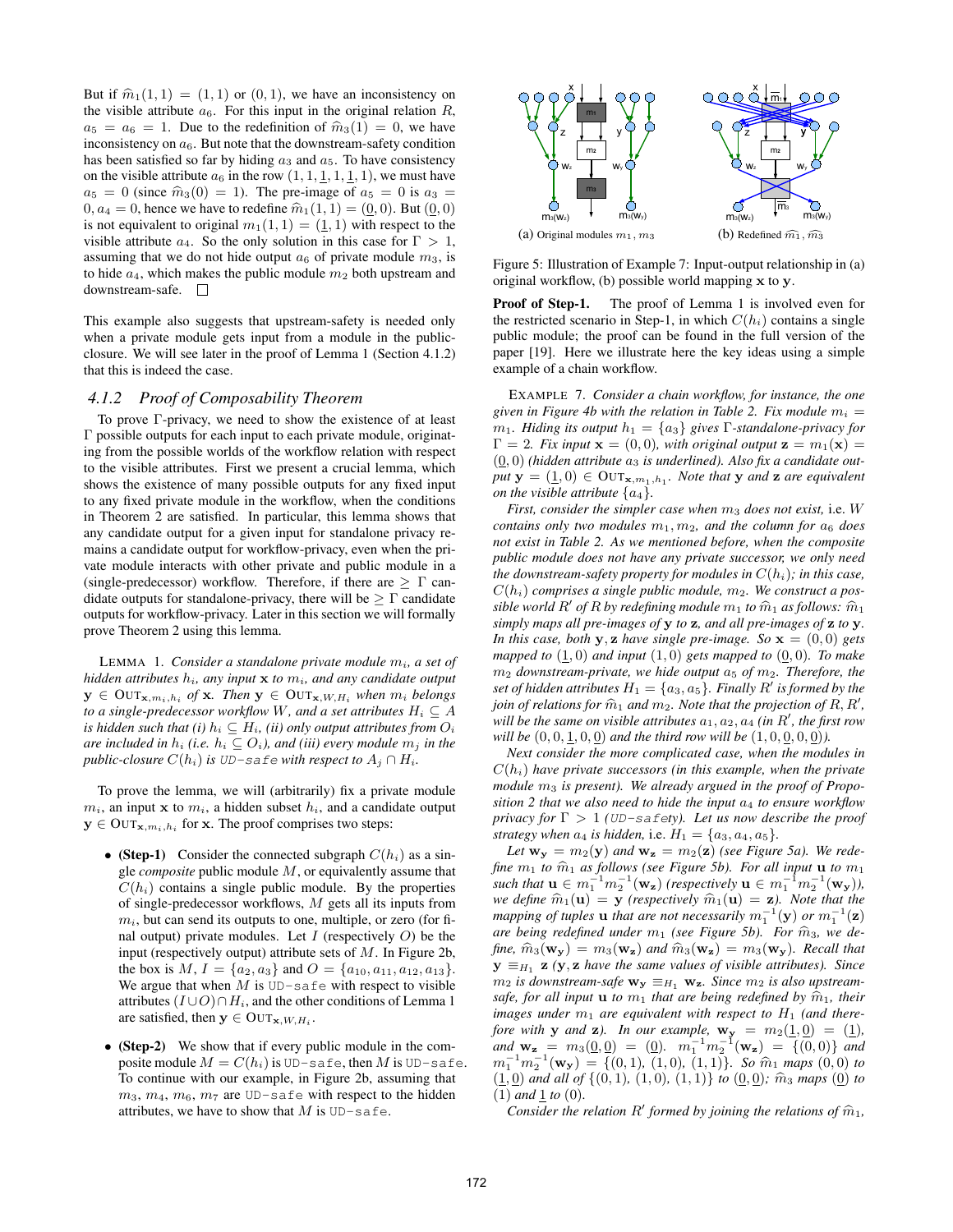But if $\widehat{m}_1(1,1) = (1,1)$ or $(0,1)$, we have an inconsistency on the visible attribute $a_6$. For this input in the original relation $R$, $a_5 = a_6 = 1$. Due to the redefinition of $\widehat{m}_3(1) = 0$, we have inconsistency on $a_6$. But note that the downstream-safety condition has been satisfied so far by hiding $a_3$ and $a_5$. To have consistency on the visible attribute $a_6$ in the row $(1, 1, \underline{1}, 1, \underline{1}, 1)$, we must have $a_5 = 0$ (since $\widehat{m}_3(0) = 1$). The pre-image of $a_5 = 0$ is $a_3 = 0, a_4 = 0$, hence we have to redefine $\widehat{m}_1(1,1) = (\underline{0}, 0)$. But $(\underline{0}, 0)$ is not equivalent to original $m_1(1,1) = (\underline{1}, 1)$ with respect to the visible attribute $a_4$. So the only solution in this case for $\Gamma > 1$, assuming that we do not hide output $a_6$ of private module $m_3$, is to hide $a_4$, which makes the public module $m_2$ both upstream and downstream-safe. □

This example also suggests that upstream-safety is needed only when a private module gets input from a module in the public-closure. We will see later in the proof of Lemma 1 (Section 4.1.2) that this is indeed the case.

### 4.1.2 Proof of Composability Theorem

To prove $\Gamma$-privacy, we need to show the existence of at least $\Gamma$ possible outputs for each input to each private module, originating from the possible worlds of the workflow relation with respect to the visible attributes. First we present a crucial lemma, which shows the existence of many possible outputs for any fixed input to any fixed private module in the workflow, when the conditions in Theorem 2 are satisfied. In particular, this lemma shows that any candidate output for a given input for standalone privacy remains a candidate output for workflow-privacy, even when the private module interacts with other private and public module in a (single-predecessor) workflow. Therefore, if there are $\geq \Gamma$ candidate outputs for standalone-privacy, there will be $\geq \Gamma$ candidate outputs for workflow-privacy. Later in this section we will formally prove Theorem 2 using this lemma.

LEMMA 1. *Consider a standalone private module $m_i$, a set of hidden attributes $h_i$, any input $\mathbf{x}$ to $m_i$, and any candidate output $\mathbf{y} \in \text{OUT}_{\mathbf{x},m_i,h_i}$ of $\mathbf{x}$. Then $\mathbf{y} \in \text{OUT}_{\mathbf{x},W,H_i}$ when $m_i$ belongs to a single-predecessor workflow $W$, and a set attributes $H_i \subseteq A$ is hidden such that (i) $h_i \subseteq H_i$, (ii) only output attributes from $O_i$ are included in $h_i$ (i.e. $h_i \subseteq O_i$), and (iii) every module $m_j$ in the public-closure $C(h_i)$ is* `UD-safe` *with respect to $A_j \cap H_i$.*

To prove the lemma, we will (arbitrarily) fix a private module $m_i$, an input $\mathbf{x}$ to $m_i$, a hidden subset $h_i$, and a candidate output $\mathbf{y} \in \text{OUT}_{\mathbf{x},m_i,h_i}$ for $\mathbf{x}$. The proof comprises two steps:

- **(Step-1)** Consider the connected subgraph $C(h_i)$ as a single *composite* public module $M$, or equivalently assume that $C(h_i)$ contains a single public module. By the properties of single-predecessor workflows, $M$ gets all its inputs from $m_i$, but can send its outputs to one, multiple, or zero (for final output) private modules. Let $I$ (respectively $O$) be the input (respectively output) attribute sets of $M$. In Figure 2b, the box is $M$, $I = \{a_2, a_3\}$ and $O = \{a_{10}, a_{11}, a_{12}, a_{13}\}$. We argue that when $M$ is `UD-safe` with respect to visible attributes $(I \cup O) \cap H_i$, and the other conditions of Lemma 1 are satisfied, then $\mathbf{y} \in \text{OUT}_{\mathbf{x},W,H_i}$.
- **(Step-2)** We show that if every public module in the composite module $M = C(h_i)$ is `UD-safe`, then $M$ is `UD-safe`. To continue with our example, in Figure 2b, assuming that $m_3, m_4, m_6, m_7$ are `UD-safe` with respect to the hidden attributes, we have to show that $M$ is `UD-safe`.

(a) Original modules $m_1, m_3$ (b) Redefined $\widehat{m}_1, \widehat{m}_3$

Figure 5: Illustration of Example 7: Input-output relationship in (a) original workflow, (b) possible world mapping $\mathbf{x}$ to $\mathbf{y}$.

**Proof of Step-1.** The proof of Lemma 1 is involved even for the restricted scenario in Step-1, in which $C(h_i)$ contains a single public module; the proof can be found in the full version of the paper [19]. Here we illustrate here the key ideas using a simple example of a chain workflow.

EXAMPLE 7. *Consider a chain workflow, for instance, the one given in Figure 4b with the relation in Table 2. Fix module $m_i = m_1$. Hiding its output $h_1 = \{a_3\}$ gives $\Gamma$-standalone-privacy for $\Gamma = 2$. Fix input $\mathbf{x} = (0,0)$, with original output $\mathbf{z} = m_1(\mathbf{x}) = (\underline{0}, 0)$ (hidden attribute $a_3$ is underlined). Also fix a candidate output $\mathbf{y} = (\underline{1}, 0) \in \text{OUT}_{\mathbf{x},m_1,h_1}$. Note that $\mathbf{y}$ and $\mathbf{z}$ are equivalent on the visible attribute $\{a_4\}$.*

*First, consider the simpler case when $m_3$ does not exist,* i.e. *$W$ contains only two modules $m_1, m_2$, and the column for $a_6$ does not exist in Table 2. As we mentioned before, when the composite public module does not have any private successor, we only need the downstream-safety property for modules in $C(h_i)$; in this case, $C(h_i)$ comprises a single public module, $m_2$. We construct a possible world $R'$ of $R$ by redefining module $m_1$ to $\widehat{m}_1$ as follows: $\widehat{m}_1$ simply maps all pre-images of $\mathbf{y}$ to $\mathbf{z}$, and all pre-images of $\mathbf{z}$ to $\mathbf{y}$. In this case, both $\mathbf{y}, \mathbf{z}$ have single pre-image. So $\mathbf{x} = (0,0)$ gets mapped to $(\underline{1}, 0)$ and input $(1,0)$ gets mapped to $(\underline{0}, 0)$. To make $m_2$ downstream-private, we hide output $a_5$ of $m_2$. Therefore, the set of hidden attributes $H_1 = \{a_3, a_5\}$. Finally $R'$ is formed by the join of relations for $\widehat{m}_1$ and $m_2$. Note that the projection of $R, R'$, will be the same on visible attributes $a_1, a_2, a_4$ (in $R'$, the first row will be $(0, 0, \underline{1}, 0, \underline{0})$ and the third row will be $(1, 0, \underline{0}, 0, \underline{0})$).*

*Next consider the more complicated case, when the modules in $C(h_i)$ have private successors (in this example, when the private module $m_3$ is present). We already argued in the proof of Proposition 2 that we also need to hide the input $a_4$ to ensure workflow privacy for $\Gamma > 1$ (*`UD-safety`*). Let us now describe the proof strategy when $a_4$ is hidden,* i.e. *$H_1 = \{a_3, a_4, a_5\}$.*

*Let $\mathbf{w_y} = m_2(\mathbf{y})$ and $\mathbf{w_z} = m_2(\mathbf{z})$ (see Figure 5a). We redefine $m_1$ to $\widehat{m}_1$ as follows (see Figure 5b). For all input $\mathbf{u}$ to $m_1$ such that $\mathbf{u} \in m_1^{-1}m_2^{-1}(\mathbf{w_z})$ (respectively $\mathbf{u} \in m_1^{-1}m_2^{-1}(\mathbf{w_y})$), we define $\widehat{m}_1(\mathbf{u}) = \mathbf{y}$ (respectively $\widehat{m}_1(\mathbf{u}) = \mathbf{z}$). Note that the mapping of tuples $\mathbf{u}$ that are not necessarily $m_1^{-1}(\mathbf{y})$ or $m_1^{-1}(\mathbf{z})$ are being redefined under $m_1$ (see Figure 5b). For $\widehat{m}_3$, we define, $\widehat{m}_3(\mathbf{w_y}) = m_3(\mathbf{w_z})$ and $\widehat{m}_3(\mathbf{w_z}) = m_3(\mathbf{w_y})$. Recall that $\mathbf{y} \equiv_{H_1} \mathbf{z}$ ($\mathbf{y}, \mathbf{z}$ have the same values of visible attributes). Since $m_2$ is downstream-safe $\mathbf{w_y} \equiv_{H_1} \mathbf{w_z}$. Since $m_2$ is also upstream-safe, for all input $\mathbf{u}$ to $m_1$ that are being redefined by $\widehat{m}_1$, their images under $m_1$ are equivalent with respect to $H_1$ (and therefore with $\mathbf{y}$ and $\mathbf{z}$). In our example, $\mathbf{w_y} = m_2(\underline{1}, \underline{0}) = (\underline{1})$, and $\mathbf{w_z} = m_3(\underline{0}, \underline{0}) = (\underline{0})$. $m_1^{-1}m_2^{-1}(\mathbf{w_z}) = \{(0,0)\}$ and $m_1^{-1}m_2^{-1}(\mathbf{w_y}) = \{(0,1), (1,0), (1,1)\}$. So $\widehat{m}_1$ maps $(0,0)$ to $(\underline{1}, \underline{0})$ and all of $\{(0,1), (1,0), (1,1)\}$ to $(\underline{0}, \underline{0})$; $\widehat{m}_3$ maps $(\underline{0})$ to $(1)$ and $\underline{1}$ to $(0)$.*

*Consider the relation $R'$ formed by joining the relations of $\widehat{m}_1$,*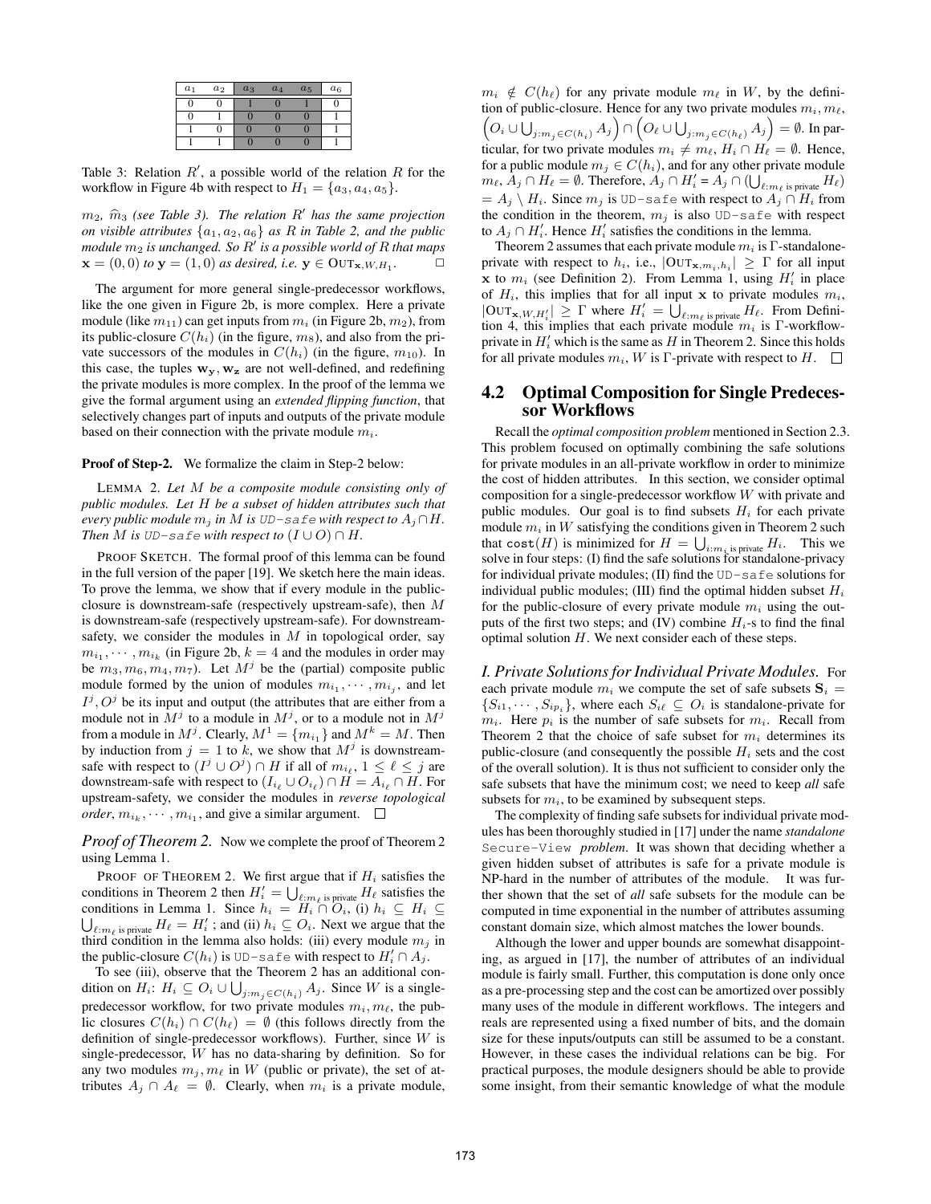| $a_1$ | $a_2$ | $a_3$ | $a_4$ | $a_5$ | $a_6$ |
|---|---|---|---|---|---|
| 0 | 0 | 1 | 0 | 1 | 0 |
| 0 | 1 | 0 | 0 | 0 | 1 |
| 1 | 0 | 0 | 0 | 0 | 1 |
| 1 | 1 | 0 | 0 | 0 | 1 |

Table 3: Relation $R'$, a possible world of the relation $R$ for the workflow in Figure 4b with respect to $H_1 = \{a_3, a_4, a_5\}$.

*$m_2$, $\widehat{m}_3$ (see Table 3). The relation $R'$ has the same projection on visible attributes $\{a_1, a_2, a_6\}$ as $R$ in Table 2, and the public module $m_2$ is unchanged. So $R'$ is a possible world of $R$ that maps $\mathbf{x} = (0, 0)$ to $\mathbf{y} = (1, 0)$ as desired, i.e. $\mathbf{y} \in \text{OUT}_{\mathbf{x},W,H_1}$.* □

The argument for more general single-predecessor workflows, like the one given in Figure 2b, is more complex. Here a private module (like $m_{11}$) can get inputs from $m_i$ (in Figure 2b, $m_2$), from its public-closure $C(h_i)$ (in the figure, $m_8$), and also from the private successors of the modules in $C(h_i)$ (in the figure, $m_{10}$). In this case, the tuples $\mathbf{w_y}, \mathbf{w_z}$ are not well-defined, and redefining the private modules is more complex. In the proof of the lemma we give the formal argument using an *extended flipping function*, that selectively changes part of inputs and outputs of the private module based on their connection with the private module $m_i$.

**Proof of Step-2.** We formalize the claim in Step-2 below:

LEMMA 2. *Let $M$ be a composite module consisting only of public modules. Let $H$ be a subset of hidden attributes such that every public module $m_j$ in $M$ is* UD-safe *with respect to $A_j \cap H$. Then $M$ is* UD-safe *with respect to $(I \cup O) \cap H$.*

PROOF SKETCH. The formal proof of this lemma can be found in the full version of the paper [19]. We sketch here the main ideas. To prove the lemma, we show that if every module in the public-closure is downstream-safe (respectively upstream-safe), then $M$ is downstream-safe (respectively upstream-safe). For downstream-safety, we consider the modules in $M$ in topological order, say $m_{i_1}, \cdots, m_{i_k}$ (in Figure 2b, $k = 4$ and the modules in order may be $m_3, m_6, m_4, m_7$). Let $M^j$ be the (partial) composite public module formed by the union of modules $m_{i_1}, \cdots, m_{i_j}$, and let $I^j, O^j$ be its input and output (the attributes that are either from a module not in $M^j$ to a module in $M^j$, or to a module not in $M^j$ from a module in $M^j$. Clearly, $M^1 = \{m_{i_1}\}$ and $M^k = M$. Then by induction from $j = 1$ to $k$, we show that $M^j$ is downstream-safe with respect to $(I^j \cup O^j) \cap H$ if all of $m_{i_\ell}$, $1 \leq \ell \leq j$ are downstream-safe with respect to $(I_{i_\ell} \cup O_{i_\ell}) \cap H = A_{i_\ell} \cap H$. For upstream-safety, we consider the modules in *reverse topological order*, $m_{i_k}, \cdots, m_{i_1}$, and give a similar argument. □

*Proof of Theorem 2.* Now we complete the proof of Theorem 2 using Lemma 1.

PROOF OF THEOREM 2. We first argue that if $H_i$ satisfies the conditions in Theorem 2 then $H_i' = \bigcup_{\ell: m_\ell \text{ is private}} H_\ell$ satisfies the conditions in Lemma 1. Since $h_i = H_i \cap O_i$, (i) $h_i \subseteq H_i \subseteq \bigcup_{\ell: m_\ell \text{ is private}} H_\ell = H_i'$ ; and (ii) $h_i \subseteq O_i$. Next we argue that the third condition in the lemma also holds: (iii) every module $m_j$ in the public-closure $C(h_i)$ is UD-safe with respect to $H_i' \cap A_j$.

To see (iii), observe that the Theorem 2 has an additional condition on $H_i$: $H_i \subseteq O_i \cup \bigcup_{j: m_j \in C(h_i)} A_j$. Since $W$ is a single-predecessor workflow, for two private modules $m_i, m_\ell$, the public closures $C(h_i) \cap C(h_\ell) = \emptyset$ (this follows directly from the definition of single-predecessor workflows). Further, since $W$ is single-predecessor, $W$ has no data-sharing by definition. So for any two modules $m_j, m_\ell$ in $W$ (public or private), the set of attributes $A_j \cap A_\ell = \emptyset$. Clearly, when $m_i$ is a private module, $m_i \notin C(h_\ell)$ for any private module $m_\ell$ in $W$, by the definition of public-closure. Hence for any two private modules $m_i, m_\ell$, $\left(O_i \cup \bigcup_{j: m_j \in C(h_i)} A_j\right) \cap \left(O_\ell \cup \bigcup_{j: m_j \in C(h_\ell)} A_j\right) = \emptyset$. In particular, for two private modules $m_i \neq m_\ell$, $H_i \cap H_\ell = \emptyset$. Hence, for a public module $m_j \in C(h_i)$, and for any other private module $m_\ell$, $A_j \cap H_\ell = \emptyset$. Therefore, $A_j \cap H_i' = A_j \cap (\bigcup_{\ell: m_\ell \text{ is private}} H_\ell)$ $= A_j \setminus H_i$. Since $m_j$ is UD-safe with respect to $A_j \cap H_i$ from the condition in the theorem, $m_j$ is also UD-safe with respect to $A_j \cap H_i'$. Hence $H_i'$ satisfies the conditions in the lemma.

Theorem 2 assumes that each private module $m_i$ is $\Gamma$-standalone-private with respect to $h_i$, i.e., $|\text{OUT}_{\mathbf{x},m_i,h_i}| \geq \Gamma$ for all input $\mathbf{x}$ to $m_i$ (see Definition 2). From Lemma 1, using $H_i'$ in place of $H_i$, this implies that for all input $\mathbf{x}$ to private modules $m_i$, $|\text{OUT}_{\mathbf{x},W,H_i'}| \geq \Gamma$ where $H_i' = \bigcup_{\ell: m_\ell \text{ is private}} H_\ell$. From Definition 4, this implies that each private module $m_i$ is $\Gamma$-workflow-private in $H_i'$ which is the same as $H$ in Theorem 2. Since this holds for all private modules $m_i$, $W$ is $\Gamma$-private with respect to $H$. □

## 4.2 Optimal Composition for Single Predecessor Workflows

Recall the *optimal composition problem* mentioned in Section 2.3. This problem focused on optimally combining the safe solutions for private modules in an all-private workflow in order to minimize the cost of hidden attributes. In this section, we consider optimal composition for a single-predecessor workflow $W$ with private and public modules. Our goal is to find subsets $H_i$ for each private module $m_i$ in $W$ satisfying the conditions given in Theorem 2 such that $\texttt{cost}(H)$ is minimized for $H = \bigcup_{i: m_i \text{ is private}} H_i$. This we solve in four steps: (I) find the safe solutions for standalone-privacy for individual private modules; (II) find the UD-safe solutions for individual public modules; (III) find the optimal hidden subset $H_i$ for the public-closure of every private module $m_i$ using the outputs of the first two steps; and (IV) combine $H_i$-s to find the final optimal solution $H$. We next consider each of these steps.

*I. Private Solutions for Individual Private Modules.* For each private module $m_i$ we compute the set of safe subsets $\mathbf{S}_i = \{S_{i1}, \cdots, S_{ip_i}\}$, where each $S_{i\ell} \subseteq O_i$ is standalone-private for $m_i$. Here $p_i$ is the number of safe subsets for $m_i$. Recall from Theorem 2 that the choice of safe subset for $m_i$ determines its public-closure (and consequently the possible $H_i$ sets and the cost of the overall solution). It is thus not sufficient to consider only the safe subsets that have the minimum cost; we need to keep *all* safe subsets for $m_i$, to be examined by subsequent steps.

The complexity of finding safe subsets for individual private modules has been thoroughly studied in [17] under the name *standalone* Secure-View *problem*. It was shown that deciding whether a given hidden subset of attributes is safe for a private module is NP-hard in the number of attributes of the module. It was further shown that the set of *all* safe subsets for the module can be computed in time exponential in the number of attributes assuming constant domain size, which almost matches the lower bounds.

Although the lower and upper bounds are somewhat disappointing, as argued in [17], the number of attributes of an individual module is fairly small. Further, this computation is done only once as a pre-processing step and the cost can be amortized over possibly many uses of the module in different workflows. The integers and reals are represented using a fixed number of bits, and the domain size for these inputs/outputs can still be assumed to be a constant. However, in these cases the individual relations can be big. For practical purposes, the module designers should be able to provide some insight, from their semantic knowledge of what the module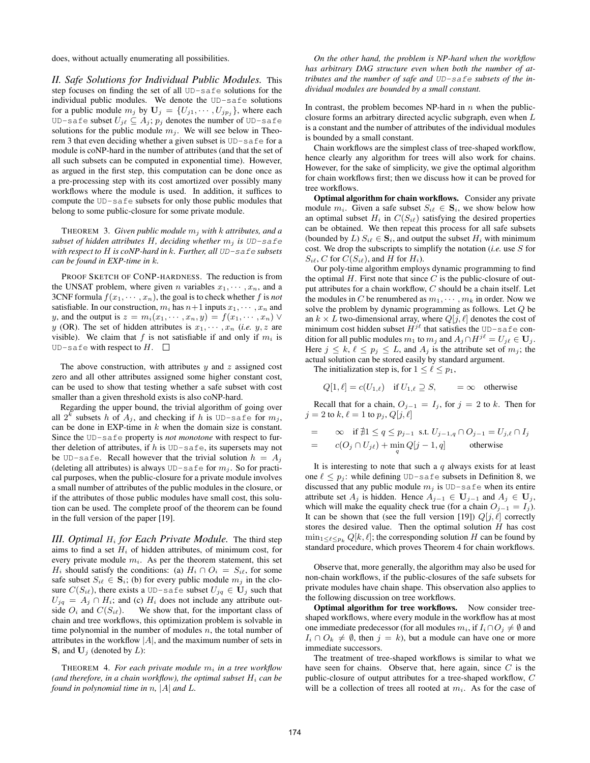does, without actually enumerating all possibilities.

*II. Safe Solutions for Individual Public Modules.* This step focuses on finding the set of all UD-safe solutions for the individual public modules. We denote the UD-safe solutions for a public module $m_j$ by $\mathbf{U}_j = \{U_{j1}, \cdots, U_{jp_j}\}$, where each UD-safe subset $U_{j\ell} \subseteq A_j$; $p_j$ denotes the number of UD-safe solutions for the public module $m_j$. We will see below in Theorem 3 that even deciding whether a given subset is UD-safe for a module is coNP-hard in the number of attributes (and that the set of all such subsets can be computed in exponential time). However, as argued in the first step, this computation can be done once as a pre-processing step with its cost amortized over possibly many workflows where the module is used. In addition, it suffices to compute the UD-safe subsets for only those public modules that belong to some public-closure for some private module.

THEOREM 3. *Given public module $m_j$ with $k$ attributes, and a subset of hidden attributes $H$, deciding whether $m_j$ is UD-safe with respect to $H$ is coNP-hard in $k$. Further, all UD-safe subsets can be found in EXP-time in $k$.*

PROOF SKETCH OF CONP-HARDNESS. The reduction is from the UNSAT problem, where given $n$ variables $x_1, \cdots, x_n$, and a 3CNF formula $f(x_1, \cdots, x_n)$, the goal is to check whether $f$ is *not* satisfiable. In our construction, $m_i$ has $n+1$ inputs $x_1, \cdots, x_n$ and $y$, and the output is $z = m_i(x_1, \cdots, x_n, y) = f(x_1, \cdots, x_n) \vee y$ (OR). The set of hidden attributes is $x_1, \cdots, x_n$ (*i.e.* $y, z$ are visible). We claim that $f$ is not satisfiable if and only if $m_i$ is UD-safe with respect to $H$. □

The above construction, with attributes $y$ and $z$ assigned cost zero and all other attributes assigned some higher constant cost, can be used to show that testing whether a safe subset with cost smaller than a given threshold exists is also coNP-hard.

Regarding the upper bound, the trivial algorithm of going over all $2^k$ subsets $h$ of $A_j$, and checking if $h$ is UD-safe for $m_j$, can be done in EXP-time in $k$ when the domain size is constant. Since the UD-safe property is *not monotone* with respect to further deletion of attributes, if $h$ is UD-safe, its supersets may not be UD-safe. Recall however that the trivial solution $h = A_j$ (deleting all attributes) is always UD-safe for $m_j$. So for practical purposes, when the public-closure for a private module involves a small number of attributes of the public modules in the closure, or if the attributes of those public modules have small cost, this solution can be used. The complete proof of the theorem can be found in the full version of the paper [19].

*III. Optimal $H_i$ for Each Private Module.* The third step aims to find a set $H_i$ of hidden attributes, of minimum cost, for every private module $m_i$. As per the theorem statement, this set $H_i$ should satisfy the conditions: (a) $H_i \cap O_i = S_{i\ell}$, for some safe subset $S_{i\ell} \in \mathbf{S}_i$; (b) for every public module $m_j$ in the closure $C(S_{i\ell})$, there exists a UD-safe subset $U_{jq} \in \mathbf{U}_j$ such that $U_{jq} = A_j \cap H_i$; and (c) $H_i$ does not include any attribute outside $O_i$ and $C(S_{i\ell})$. We show that, for the important class of chain and tree workflows, this optimization problem is solvable in time polynomial in the number of modules $n$, the total number of attributes in the workflow $|A|$, and the maximum number of sets in $\mathbf{S}_i$ and $\mathbf{U}_j$ (denoted by $L$):

THEOREM 4. *For each private module $m_i$ in a tree workflow (and therefore, in a chain workflow), the optimal subset $H_i$ can be found in polynomial time in $n$, $|A|$ and $L$.*

*On the other hand, the problem is NP-hard when the workflow has arbitrary DAG structure even when both the number of attributes and the number of safe and UD-safe subsets of the individual modules are bounded by a small constant.*

In contrast, the problem becomes NP-hard in $n$ when the public-closure forms an arbitrary directed acyclic subgraph, even when $L$ is a constant and the number of attributes of the individual modules is bounded by a small constant.

Chain workflows are the simplest class of tree-shaped workflow, hence clearly any algorithm for trees will also work for chains. However, for the sake of simplicity, we give the optimal algorithm for chain workflows first; then we discuss how it can be proved for tree workflows.

**Optimal algorithm for chain workflows.** Consider any private module $m_i$. Given a safe subset $S_{i\ell} \in \mathbf{S}_i$, we show below how an optimal subset $H_i$ in $C(S_{i\ell})$ satisfying the desired properties can be obtained. We then repeat this process for all safe subsets (bounded by $L$) $S_{i\ell} \in \mathbf{S}_i$, and output the subset $H_i$ with minimum cost. We drop the subscripts to simplify the notation (*i.e.* use $S$ for $S_{i\ell}$, $C$ for $C(S_{i\ell})$, and $H$ for $H_i$).

Our poly-time algorithm employs dynamic programming to find the optimal $H$. First note that since $C$ is the public-closure of output attributes for a chain workflow, $C$ should be a chain itself. Let the modules in $C$ be renumbered as $m_1, \cdots, m_k$ in order. Now we solve the problem by dynamic programming as follows. Let $Q$ be an $k \times L$ two-dimensional array, where $Q[j, \ell]$ denotes the cost of minimum cost hidden subset $H^{j\ell}$ that satisfies the UD-safe condition for all public modules $m_1$ to $m_j$ and $A_j \cap H^{j\ell} = U_{j\ell} \in \mathbf{U}_j$. Here $j \le k$, $\ell \le p_j \le L$, and $A_j$ is the attribute set of $m_j$; the actual solution can be stored easily by standard argument.

The initialization step is, for $1 \le \ell \le p_1$,

$$Q[1, \ell] = c(U_{1,\ell}) \quad \text{if } U_{1,\ell} \supseteq S, \qquad = \infty \quad \text{otherwise}$$

Recall that for a chain, $O_{j-1} = I_j$, for $j = 2$ to $k$. Then for $j = 2$ to $k$, $\ell = 1$ to $p_j$, $Q[j, \ell]$

$$\begin{aligned} &= \quad \infty \quad \text{if } \nexists 1 \le q \le p_{j-1} \text{ s.t. } U_{j-1,q} \cap O_{j-1} = U_{j,\ell} \cap I_j \\ &= \quad c(O_j \cap U_{j\ell}) + \min_q Q[j-1, q] \qquad \text{otherwise} \end{aligned}$$

It is interesting to note that such a $q$ always exists for at least one $\ell \le p_j$: while defining UD-safe subsets in Definition 8, we discussed that any public module $m_j$ is UD-safe when its entire attribute set $A_j$ is hidden. Hence $A_{j-1} \in \mathbf{U}_{j-1}$ and $A_j \in \mathbf{U}_j$, which will make the equality check true (for a chain $O_{j-1} = I_j$). It can be shown that (see the full version [19]) $Q[j, \ell]$ correctly stores the desired value. Then the optimal solution $H$ has cost $\min_{1 \le \ell \le p_k} Q[k, \ell]$; the corresponding solution $H$ can be found by standard procedure, which proves Theorem 4 for chain workflows.

Observe that, more generally, the algorithm may also be used for non-chain workflows, if the public-closures of the safe subsets for private modules have chain shape. This observation also applies to the following discussion on tree workflows.

**Optimal algorithm for tree workflows.** Now consider tree-shaped workflows, where every module in the workflow has at most one immediate predecessor (for all modules $m_i$, if $I_i \cap O_j \neq \emptyset$ and $I_i \cap O_k \neq \emptyset$, then $j = k$), but a module can have one or more immediate successors.

The treatment of tree-shaped workflows is similar to what we have seen for chains. Observe that, here again, since $C$ is the public-closure of output attributes for a tree-shaped workflow, $C$ will be a collection of trees all rooted at $m_i$. As for the case of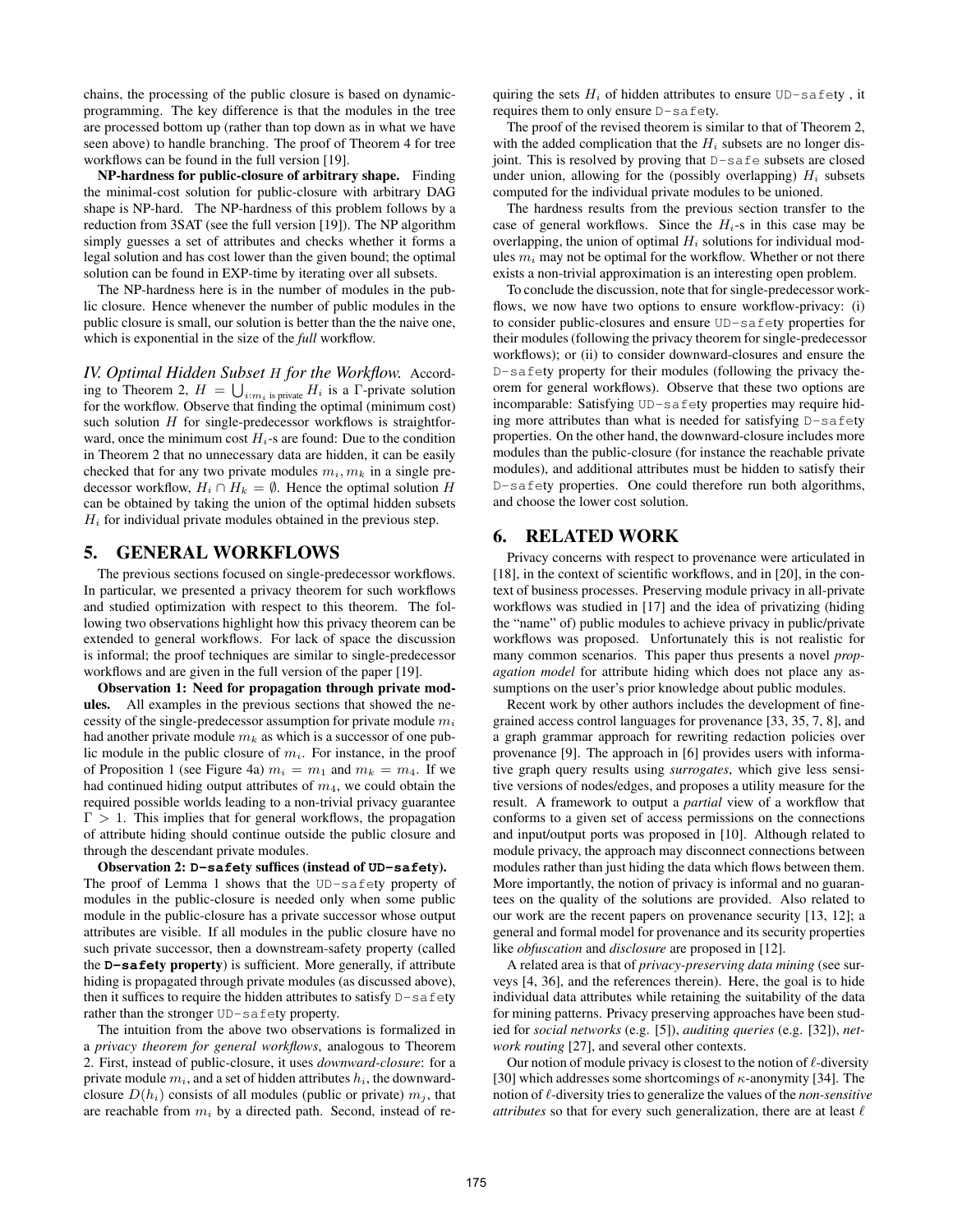chains, the processing of the public closure is based on dynamic-programming. The key difference is that the modules in the tree are processed bottom up (rather than top down as in what we have seen above) to handle branching. The proof of Theorem 4 for tree workflows can be found in the full version [19].

**NP-hardness for public-closure of arbitrary shape.** Finding the minimal-cost solution for public-closure with arbitrary DAG shape is NP-hard. The NP-hardness of this problem follows by a reduction from 3SAT (see the full version [19]). The NP algorithm simply guesses a set of attributes and checks whether it forms a legal solution and has cost lower than the given bound; the optimal solution can be found in EXP-time by iterating over all subsets.

The NP-hardness here is in the number of modules in the public closure. Hence whenever the number of public modules in the public closure is small, our solution is better than the the naive one, which is exponential in the size of the *full* workflow.

*IV. Optimal Hidden Subset H for the Workflow.* According to Theorem 2, $H = \bigcup_{i: m_i \text{ is private}} H_i$ is a $\Gamma$-private solution for the workflow. Observe that finding the optimal (minimum cost) such solution $H$ for single-predecessor workflows is straightforward, once the minimum cost $H_i$-s are found: Due to the condition in Theorem 2 that no unnecessary data are hidden, it can be easily checked that for any two private modules $m_i, m_k$ in a single predecessor workflow, $H_i \cap H_k = \emptyset$. Hence the optimal solution $H$ can be obtained by taking the union of the optimal hidden subsets $H_i$ for individual private modules obtained in the previous step.

## 5. GENERAL WORKFLOWS

The previous sections focused on single-predecessor workflows. In particular, we presented a privacy theorem for such workflows and studied optimization with respect to this theorem. The following two observations highlight how this privacy theorem can be extended to general workflows. For lack of space the discussion is informal; the proof techniques are similar to single-predecessor workflows and are given in the full version of the paper [19].

**Observation 1: Need for propagation through private modules.** All examples in the previous sections that showed the necessity of the single-predecessor assumption for private module $m_i$ had another private module $m_k$ as which is a successor of one public module in the public closure of $m_i$. For instance, in the proof of Proposition 1 (see Figure 4a) $m_i = m_1$ and $m_k = m_4$. If we had continued hiding output attributes of $m_4$, we could obtain the required possible worlds leading to a non-trivial privacy guarantee $\Gamma > 1$. This implies that for general workflows, the propagation of attribute hiding should continue outside the public closure and through the descendant private modules.

**Observation 2: `D-safe`ty suffices (instead of `UD-safe`ty).** The proof of Lemma 1 shows that the `UD-safe`ty property of modules in the public-closure is needed only when some public module in the public-closure has a private successor whose output attributes are visible. If all modules in the public closure have no such private successor, then a downstream-safety property (called the **`D-safe`ty property**) is sufficient. More generally, if attribute hiding is propagated through private modules (as discussed above), then it suffices to require the hidden attributes to satisfy `D-safe`ty rather than the stronger `UD-safe`ty property.

The intuition from the above two observations is formalized in a *privacy theorem for general workflows*, analogous to Theorem 2. First, instead of public-closure, it uses *downward-closure*: for a private module $m_i$, and a set of hidden attributes $h_i$, the downward-closure $D(h_i)$ consists of all modules (public or private) $m_j$, that are reachable from $m_i$ by a directed path. Second, instead of requiring the sets $H_i$ of hidden attributes to ensure `UD-safe`ty , it requires them to only ensure `D-safe`ty.

The proof of the revised theorem is similar to that of Theorem 2, with the added complication that the $H_i$ subsets are no longer disjoint. This is resolved by proving that `D-safe` subsets are closed under union, allowing for the (possibly overlapping) $H_i$ subsets computed for the individual private modules to be unioned.

The hardness results from the previous section transfer to the case of general workflows. Since the $H_i$-s in this case may be overlapping, the union of optimal $H_i$ solutions for individual modules $m_i$ may not be optimal for the workflow. Whether or not there exists a non-trivial approximation is an interesting open problem.

To conclude the discussion, note that for single-predecessor workflows, we now have two options to ensure workflow-privacy: (i) to consider public-closures and ensure `UD-safe`ty properties for their modules (following the privacy theorem for single-predecessor workflows); or (ii) to consider downward-closures and ensure the `D-safe`ty property for their modules (following the privacy theorem for general workflows). Observe that these two options are incomparable: Satisfying `UD-safe`ty properties may require hiding more attributes than what is needed for satisfying `D-safe`ty properties. On the other hand, the downward-closure includes more modules than the public-closure (for instance the reachable private modules), and additional attributes must be hidden to satisfy their `D-safe`ty properties. One could therefore run both algorithms, and choose the lower cost solution.

## 6. RELATED WORK

Privacy concerns with respect to provenance were articulated in [18], in the context of scientific workflows, and in [20], in the context of business processes. Preserving module privacy in all-private workflows was studied in [17] and the idea of privatizing (hiding the "name" of) public modules to achieve privacy in public/private workflows was proposed. Unfortunately this is not realistic for many common scenarios. This paper thus presents a novel *propagation model* for attribute hiding which does not place any assumptions on the user's prior knowledge about public modules.

Recent work by other authors includes the development of fine-grained access control languages for provenance [33, 35, 7, 8], and a graph grammar approach for rewriting redaction policies over provenance [9]. The approach in [6] provides users with informative graph query results using *surrogates*, which give less sensitive versions of nodes/edges, and proposes a utility measure for the result. A framework to output a *partial* view of a workflow that conforms to a given set of access permissions on the connections and input/output ports was proposed in [10]. Although related to module privacy, the approach may disconnect connections between modules rather than just hiding the data which flows between them. More importantly, the notion of privacy is informal and no guarantees on the quality of the solutions are provided. Also related to our work are the recent papers on provenance security [13, 12]; a general and formal model for provenance and its security properties like *obfuscation* and *disclosure* are proposed in [12].

A related area is that of *privacy-preserving data mining* (see surveys [4, 36], and the references therein). Here, the goal is to hide individual data attributes while retaining the suitability of the data for mining patterns. Privacy preserving approaches have been studied for *social networks* (e.g. [5]), *auditing queries* (e.g. [32]), *network routing* [27], and several other contexts.

Our notion of module privacy is closest to the notion of $\ell$-diversity [30] which addresses some shortcomings of $\kappa$-anonymity [34]. The notion of $\ell$-diversity tries to generalize the values of the *non-sensitive attributes* so that for every such generalization, there are at least $\ell$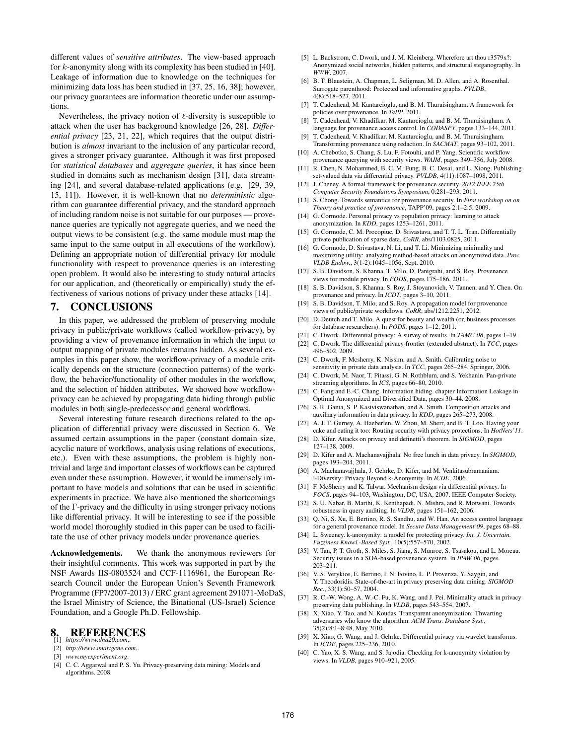different values of *sensitive attributes*. The view-based approach for $k$-anonymity along with its complexity has been studied in [40]. Leakage of information due to knowledge on the techniques for minimizing data loss has been studied in [37, 25, 16, 38]; however, our privacy guarantees are information theoretic under our assumptions.

Nevertheless, the privacy notion of $\ell$-diversity is susceptible to attack when the user has background knowledge [26, 28]. *Differential privacy* [23, 21, 22], which requires that the output distribution is *almost* invariant to the inclusion of any particular record, gives a stronger privacy guarantee. Although it was first proposed for *statistical databases* and *aggregate queries*, it has since been studied in domains such as mechanism design [31], data streaming [24], and several database-related applications (e.g. [29, 39, 15, 11]). However, it is well-known that no *deterministic* algorithm can guarantee differential privacy, and the standard approach of including random noise is not suitable for our purposes — provenance queries are typically not aggregate queries, and we need the output views to be consistent (e.g. the same module must map the same input to the same output in all executions of the workflow). Defining an appropriate notion of differential privacy for module functionality with respect to provenance queries is an interesting open problem. It would also be interesting to study natural attacks for our application, and (theoretically or empirically) study the effectiveness of various notions of privacy under these attacks [14].

## 7. CONCLUSIONS

In this paper, we addressed the problem of preserving module privacy in public/private workflows (called workflow-privacy), by providing a view of provenance information in which the input to output mapping of private modules remains hidden. As several examples in this paper show, the workflow-privacy of a module critically depends on the structure (connection patterns) of the workflow, the behavior/functionality of other modules in the workflow, and the selection of hidden attributes. We showed how workflow-privacy can be achieved by propagating data hiding through public modules in both single-predecessor and general workflows.

Several interesting future research directions related to the application of differential privacy were discussed in Section 6. We assumed certain assumptions in the paper (constant domain size, acyclic nature of workflows, analysis using relations of executions, etc.). Even with these assumptions, the problem is highly nontrivial and large and important classes of workflows can be captured even under these assumption. However, it would be immensely important to have models and solutions that can be used in scientific experiments in practice. We have also mentioned the shortcomings of the $\Gamma$-privacy and the difficulty in using stronger privacy notions like differential privacy. It will be interesting to see if the possible world model thoroughly studied in this paper can be used to facilitate the use of other privacy models under provenance queries.

**Acknowledgements.** We thank the anonymous reviewers for their insightful comments. This work was supported in part by the NSF Awards IIS-0803524 and CCF-1116961, the European Research Council under the European Union's Seventh Framework Programme (FP7/2007-2013) / ERC grant agreement 291071-MoDaS, the Israel Ministry of Science, the Binational (US-Israel) Science Foundation, and a Google Ph.D. Fellowship.

## 8. REFERENCES

[1] *https://www.dna20.com,*.

[2] *http://www.smartgene.com,*.

[3] *www.myexperiment.org*.

[4] C. C. Aggarwal and P. S. Yu. Privacy-preserving data mining: Models and algorithms. 2008.

[5] L. Backstrom, C. Dwork, and J. M. Kleinberg. Wherefore art thou r3579x?: Anonymized social networks, hidden patterns, and structural steganography. In *WWW*, 2007.

[6] B. T. Blaustein, A. Chapman, L. Seligman, M. D. Allen, and A. Rosenthal. Surrogate parenthood: Protected and informative graphs. *PVLDB*, 4(8):518–527, 2011.

[7] T. Cadenhead, M. Kantarcioglu, and B. M. Thuraisingham. A framework for policies over provenance. In *TaPP*, 2011.

[8] T. Cadenhead, V. Khadilkar, M. Kantarcioglu, and B. M. Thuraisingham. A language for provenance access control. In *CODASPY*, pages 133–144, 2011.

[9] T. Cadenhead, V. Khadilkar, M. Kantarcioglu, and B. M. Thuraisingham. Transforming provenance using redaction. In *SACMAT*, pages 93–102, 2011.

[10] A. Chebotko, S. Chang, S. Lu, F. Fotouhi, and P. Yang. Scientific workflow provenance querying with security views. *WAIM*, pages 349–356, July 2008.

[11] R. Chen, N. Mohammed, B. C. M. Fung, B. C. Desai, and L. Xiong. Publishing set-valued data via differential privacy. *PVLDB*, 4(11):1087–1098, 2011.

[12] J. Cheney. A formal framework for provenance security. *2012 IEEE 25th Computer Security Foundations Symposium*, 0:281–293, 2011.

[13] S. Chong. Towards semantics for provenance security. In *First workshop on on Theory and practice of provenance*, TAPP'09, pages 2:1–2:5, 2009.

[14] G. Cormode. Personal privacy vs population privacy: learning to attack anonymization. In *KDD*, pages 1253–1261, 2011.

[15] G. Cormode, C. M. Procopiuc, D. Srivastava, and T. T. L. Tran. Differentially private publication of sparse data. *CoRR*, abs/1103.0825, 2011.

[16] G. Cormode, D. Srivastava, N. Li, and T. Li. Minimizing minimality and maximizing utility: analyzing method-based attacks on anonymized data. *Proc. VLDB Endow.*, 3(1-2):1045–1056, Sept. 2010.

[17] S. B. Davidson, S. Khanna, T. Milo, D. Panigrahi, and S. Roy. Provenance views for module privacy. In *PODS*, pages 175–186, 2011.

[18] S. B. Davidson, S. Khanna, S. Roy, J. Stoyanovich, V. Tannen, and Y. Chen. On provenance and privacy. In *ICDT*, pages 3–10, 2011.

[19] S. B. Davidson, T. Milo, and S. Roy. A propagation model for provenance views of public/private workflows. *CoRR*, abs/1212.2251, 2012.

[20] D. Deutch and T. Milo. A quest for beauty and wealth (or, business processes for database researchers). In *PODS*, pages 1–12, 2011.

[21] C. Dwork. Differential privacy: A survey of results. In *TAMC'08*, pages 1–19.

[22] C. Dwork. The differential privacy frontier (extended abstract). In *TCC*, pages 496–502, 2009.

[23] C. Dwork, F. Mcsherry, K. Nissim, and A. Smith. Calibrating noise to sensitivity in private data analysis. In *TCC*, pages 265–284. Springer, 2006.

[24] C. Dwork, M. Naor, T. Pitassi, G. N. Rothblum, and S. Yekhanin. Pan-private streaming algorithms. In *ICS*, pages 66–80, 2010.

[25] C. Fang and E.-C. Chang. Information hiding. chapter Information Leakage in Optimal Anonymized and Diversified Data, pages 30–44. 2008.

[26] S. R. Ganta, S. P. Kasiviswanathan, and A. Smith. Composition attacks and auxiliary information in data privacy. In *KDD*, pages 265–273, 2008.

[27] A. J. T. Gurney, A. Haeberlen, W. Zhou, M. Sherr, and B. T. Loo. Having your cake and eating it too: Routing security with privacy protections. In *HotNets'11*.

[28] D. Kifer. Attacks on privacy and definetti's theorem. In *SIGMOD*, pages 127–138, 2009.

[29] D. Kifer and A. Machanavajjhala. No free lunch in data privacy. In *SIGMOD*, pages 193–204, 2011.

[30] A. Machanavajjhala, J. Gehrke, D. Kifer, and M. Venkitasubramaniam. l-Diversity: Privacy Beyond k-Anonymity. In *ICDE*, 2006.

[31] F. McSherry and K. Talwar. Mechanism design via differential privacy. In *FOCS*, pages 94–103, Washington, DC, USA, 2007. IEEE Computer Society.

[32] S. U. Nabar, B. Marthi, K. Kenthapadi, N. Mishra, and R. Motwani. Towards robustness in query auditing. In *VLDB*, pages 151–162, 2006.

[33] Q. Ni, S. Xu, E. Bertino, R. S. Sandhu, and W. Han. An access control language for a general provenance model. In *Secure Data Management'09*, pages 68–88.

[34] L. Sweeney. k-anonymity: a model for protecting privacy. *Int. J. Uncertain. Fuzziness Knowl.-Based Syst.*, 10(5):557–570, 2002.

[35] V. Tan, P. T. Groth, S. Miles, S. Jiang, S. Munroe, S. Tsasakou, and L. Moreau. Security issues in a SOA-based provenance system. In *IPAW'06*, pages 203–211.

[36] V. S. Verykios, E. Bertino, I. N. Fovino, L. P. Provenza, Y. Saygin, and Y. Theodoridis. State-of-the-art in privacy preserving data mining. *SIGMOD Rec.*, 33(1):50–57, 2004.

[37] R. C.-W. Wong, A. W.-C. Fu, K. Wang, and J. Pei. Minimality attack in privacy preserving data publishing. In *VLDB*, pages 543–554, 2007.

[38] X. Xiao, Y. Tao, and N. Koudas. Transparent anonymization: Thwarting adversaries who know the algorithm. *ACM Trans. Database Syst.*, 35(2):8:1–8:48, May 2010.

[39] X. Xiao, G. Wang, and J. Gehrke. Differential privacy via wavelet transforms. In *ICDE*, pages 225–236, 2010.

[40] C. Yao, X. S. Wang, and S. Jajodia. Checking for k-anonymity violation by views. In *VLDB*, pages 910–921, 2005.